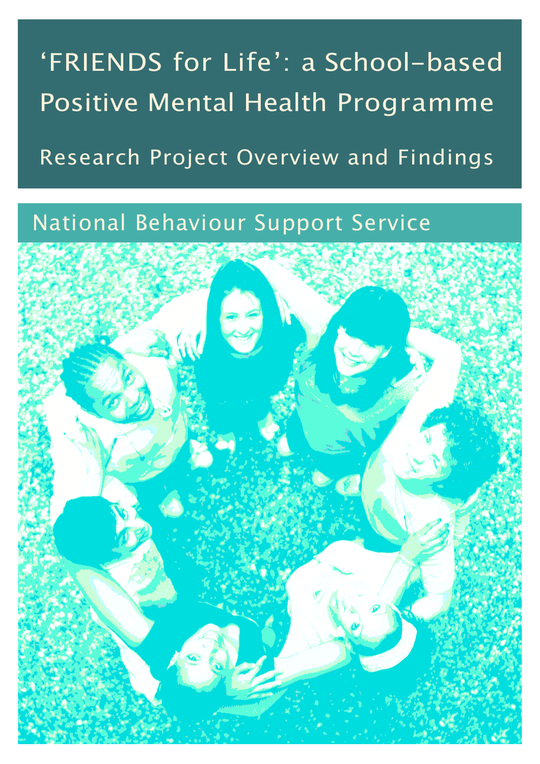# 'FRIENDS for Life': a School-based Positive Mental Health Programme

## Research Project Overview and Findings

National Behaviour Support Service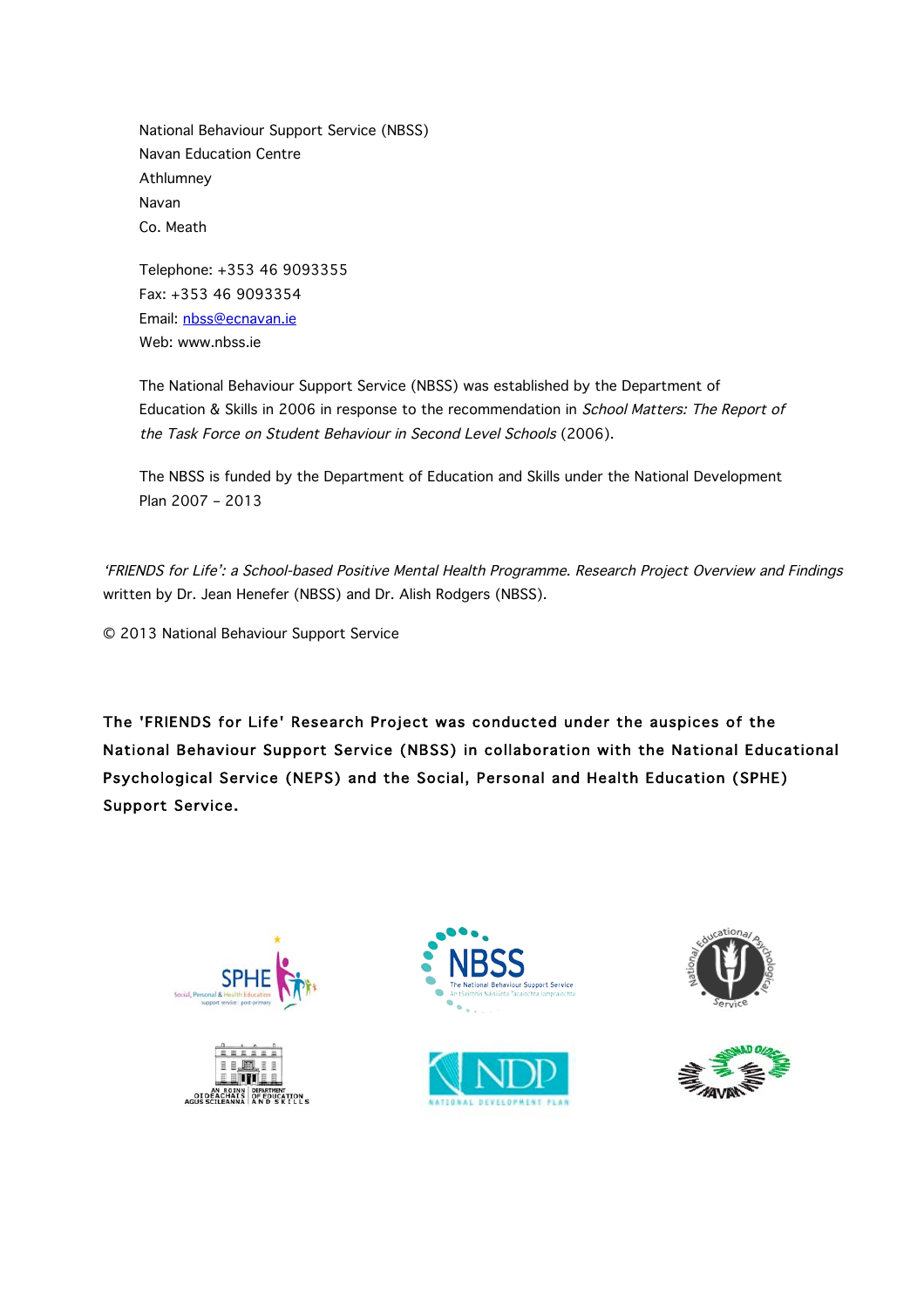National Behaviour Support Service (NBSS)
Navan Education Centre
Athlumney
Navan
Co. Meath

Telephone: +353 46 9093355
Fax: +353 46 9093354
Email: nbss@ecnavan.ie
Web: www.nbss.ie

The National Behaviour Support Service (NBSS) was established by the Department of Education & Skills in 2006 in response to the recommendation in *School Matters: The Report of the Task Force on Student Behaviour in Second Level Schools* (2006).

The NBSS is funded by the Department of Education and Skills under the National Development Plan 2007 – 2013

*'FRIENDS for Life': a School-based Positive Mental Health Programme. Research Project Overview and Findings* written by Dr. Jean Henefer (NBSS) and Dr. Alish Rodgers (NBSS).

© 2013 National Behaviour Support Service

**The 'FRIENDS for Life' Research Project was conducted under the auspices of the National Behaviour Support Service (NBSS) in collaboration with the National Educational Psychological Service (NEPS) and the Social, Personal and Health Education (SPHE) Support Service.**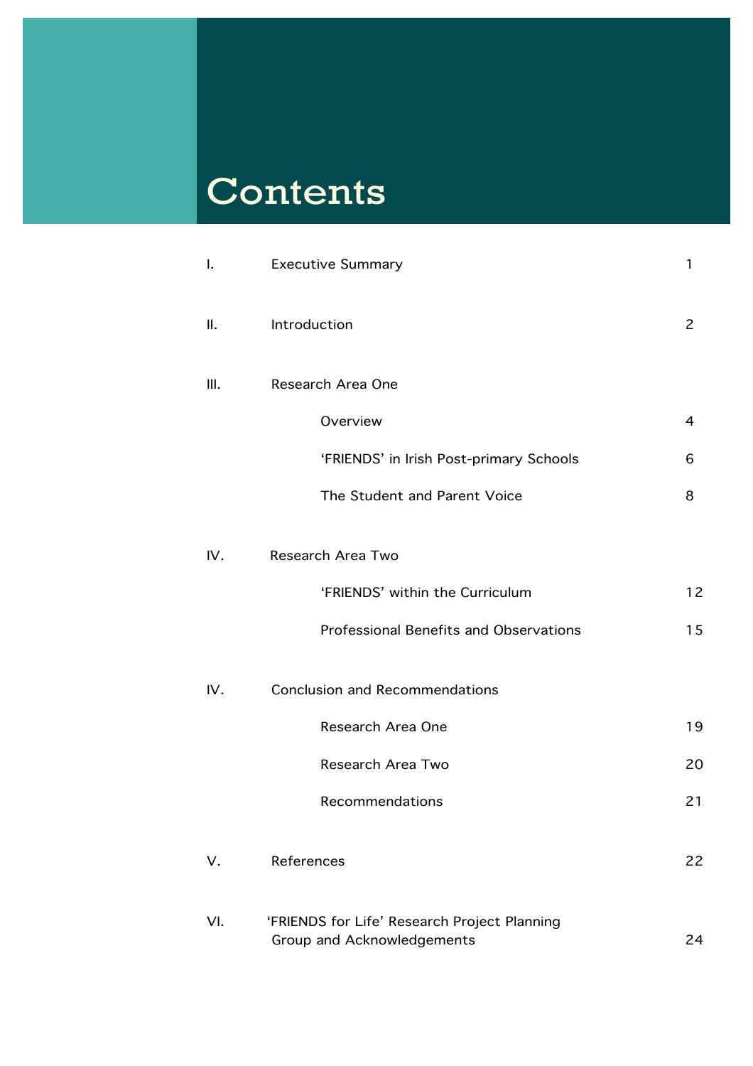# Contents

| | | |
|---|---|---|
| I. | Executive Summary | 1 |
| II. | Introduction | 2 |
| III. | Research Area One | |
| | Overview | 4 |
| | 'FRIENDS' in Irish Post-primary Schools | 6 |
| | The Student and Parent Voice | 8 |
| IV. | Research Area Two | |
| | 'FRIENDS' within the Curriculum | 12 |
| | Professional Benefits and Observations | 15 |
| IV. | Conclusion and Recommendations | |
| | Research Area One | 19 |
| | Research Area Two | 20 |
| | Recommendations | 21 |
| V. | References | 22 |
| VI. | 'FRIENDS for Life' Research Project Planning Group and Acknowledgements | 24 |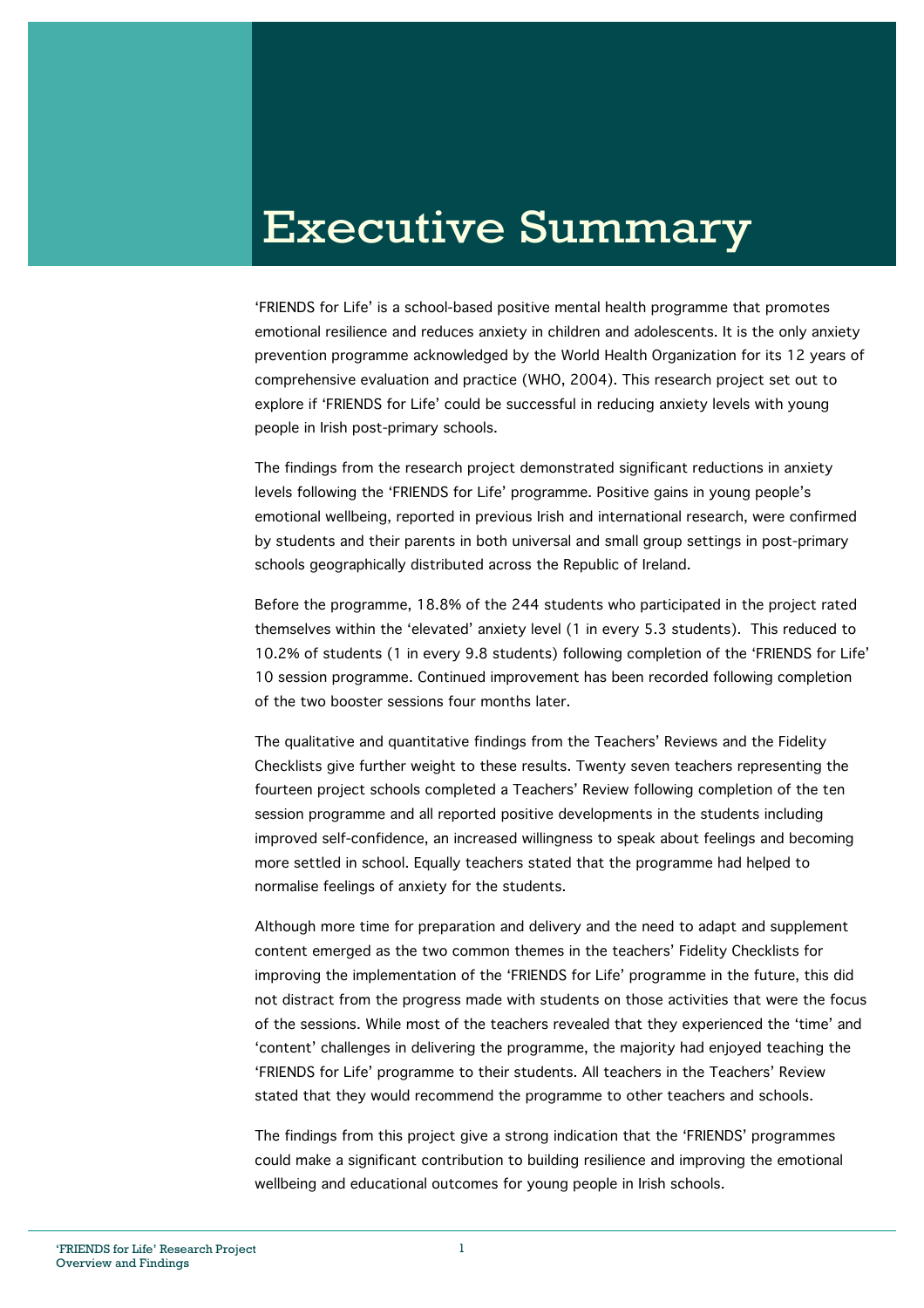# Executive Summary

'FRIENDS for Life' is a school-based positive mental health programme that promotes emotional resilience and reduces anxiety in children and adolescents. It is the only anxiety prevention programme acknowledged by the World Health Organization for its 12 years of comprehensive evaluation and practice (WHO, 2004). This research project set out to explore if 'FRIENDS for Life' could be successful in reducing anxiety levels with young people in Irish post-primary schools.

The findings from the research project demonstrated significant reductions in anxiety levels following the 'FRIENDS for Life' programme. Positive gains in young people's emotional wellbeing, reported in previous Irish and international research, were confirmed by students and their parents in both universal and small group settings in post-primary schools geographically distributed across the Republic of Ireland.

Before the programme, 18.8% of the 244 students who participated in the project rated themselves within the 'elevated' anxiety level (1 in every 5.3 students). This reduced to 10.2% of students (1 in every 9.8 students) following completion of the 'FRIENDS for Life' 10 session programme. Continued improvement has been recorded following completion of the two booster sessions four months later.

The qualitative and quantitative findings from the Teachers' Reviews and the Fidelity Checklists give further weight to these results. Twenty seven teachers representing the fourteen project schools completed a Teachers' Review following completion of the ten session programme and all reported positive developments in the students including improved self-confidence, an increased willingness to speak about feelings and becoming more settled in school. Equally teachers stated that the programme had helped to normalise feelings of anxiety for the students.

Although more time for preparation and delivery and the need to adapt and supplement content emerged as the two common themes in the teachers' Fidelity Checklists for improving the implementation of the 'FRIENDS for Life' programme in the future, this did not distract from the progress made with students on those activities that were the focus of the sessions. While most of the teachers revealed that they experienced the 'time' and 'content' challenges in delivering the programme, the majority had enjoyed teaching the 'FRIENDS for Life' programme to their students. All teachers in the Teachers' Review stated that they would recommend the programme to other teachers and schools.

The findings from this project give a strong indication that the 'FRIENDS' programmes could make a significant contribution to building resilience and improving the emotional wellbeing and educational outcomes for young people in Irish schools.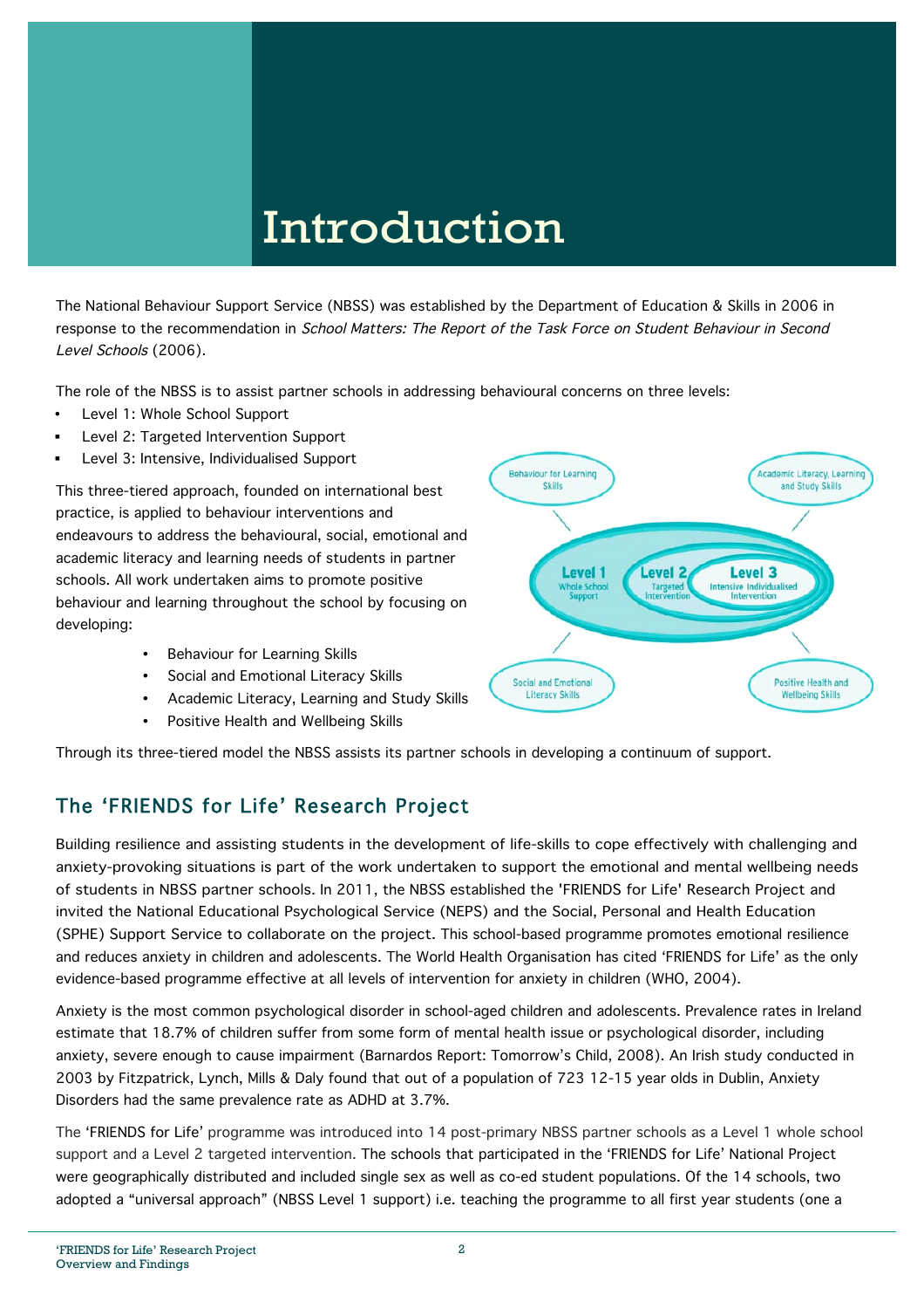# Introduction

The National Behaviour Support Service (NBSS) was established by the Department of Education & Skills in 2006 in response to the recommendation in *School Matters: The Report of the Task Force on Student Behaviour in Second Level Schools* (2006).

The role of the NBSS is to assist partner schools in addressing behavioural concerns on three levels:

- Level 1: Whole School Support
- Level 2: Targeted Intervention Support
- Level 3: Intensive, Individualised Support

This three-tiered approach, founded on international best practice, is applied to behaviour interventions and endeavours to address the behavioural, social, emotional and academic literacy and learning needs of students in partner schools. All work undertaken aims to promote positive behaviour and learning throughout the school by focusing on developing:

- Behaviour for Learning Skills
- Social and Emotional Literacy Skills
- Academic Literacy, Learning and Study Skills
- Positive Health and Wellbeing Skills

Behaviour for Learning Skills | Academic Literacy, Learning and Study Skills | Level 1 Whole School Support | Level 2 Targeted Intervention | Level 3 Intensive Individualised Intervention | Social and Emotional Literacy Skills | Positive Health and Wellbeing Skills

Through its three-tiered model the NBSS assists its partner schools in developing a continuum of support.

## The 'FRIENDS for Life' Research Project

Building resilience and assisting students in the development of life-skills to cope effectively with challenging and anxiety-provoking situations is part of the work undertaken to support the emotional and mental wellbeing needs of students in NBSS partner schools. In 2011, the NBSS established the 'FRIENDS for Life' Research Project and invited the National Educational Psychological Service (NEPS) and the Social, Personal and Health Education (SPHE) Support Service to collaborate on the project. This school-based programme promotes emotional resilience and reduces anxiety in children and adolescents. The World Health Organisation has cited 'FRIENDS for Life' as the only evidence-based programme effective at all levels of intervention for anxiety in children (WHO, 2004).

Anxiety is the most common psychological disorder in school-aged children and adolescents. Prevalence rates in Ireland estimate that 18.7% of children suffer from some form of mental health issue or psychological disorder, including anxiety, severe enough to cause impairment (Barnardos Report: Tomorrow's Child, 2008). An Irish study conducted in 2003 by Fitzpatrick, Lynch, Mills & Daly found that out of a population of 723 12-15 year olds in Dublin, Anxiety Disorders had the same prevalence rate as ADHD at 3.7%.

The 'FRIENDS for Life' programme was introduced into 14 post-primary NBSS partner schools as a Level 1 whole school support and a Level 2 targeted intervention. The schools that participated in the 'FRIENDS for Life' National Project were geographically distributed and included single sex as well as co-ed student populations. Of the 14 schools, two adopted a "universal approach" (NBSS Level 1 support) i.e. teaching the programme to all first year students (one a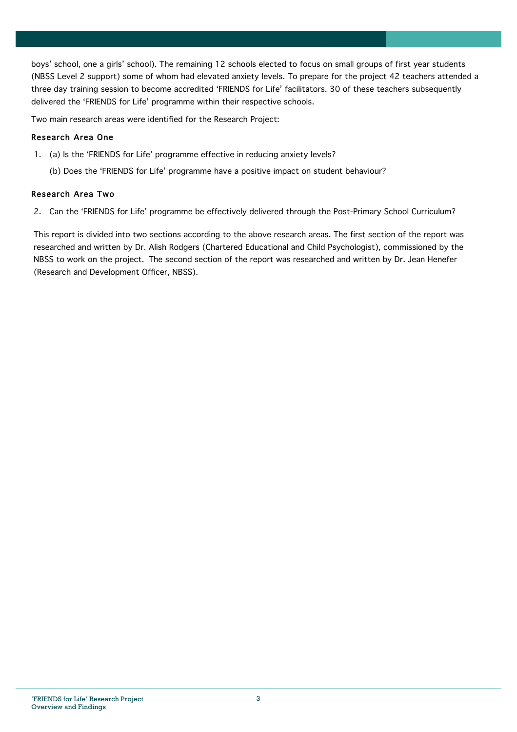boys' school, one a girls' school). The remaining 12 schools elected to focus on small groups of first year students (NBSS Level 2 support) some of whom had elevated anxiety levels. To prepare for the project 42 teachers attended a three day training session to become accredited 'FRIENDS for Life' facilitators. 30 of these teachers subsequently delivered the 'FRIENDS for Life' programme within their respective schools.

Two main research areas were identified for the Research Project:

### Research Area One

1. (a) Is the 'FRIENDS for Life' programme effective in reducing anxiety levels?

   (b) Does the 'FRIENDS for Life' programme have a positive impact on student behaviour?

### Research Area Two

2. Can the 'FRIENDS for Life' programme be effectively delivered through the Post-Primary School Curriculum?

This report is divided into two sections according to the above research areas. The first section of the report was researched and written by Dr. Alish Rodgers (Chartered Educational and Child Psychologist), commissioned by the NBSS to work on the project. The second section of the report was researched and written by Dr. Jean Henefer (Research and Development Officer, NBSS).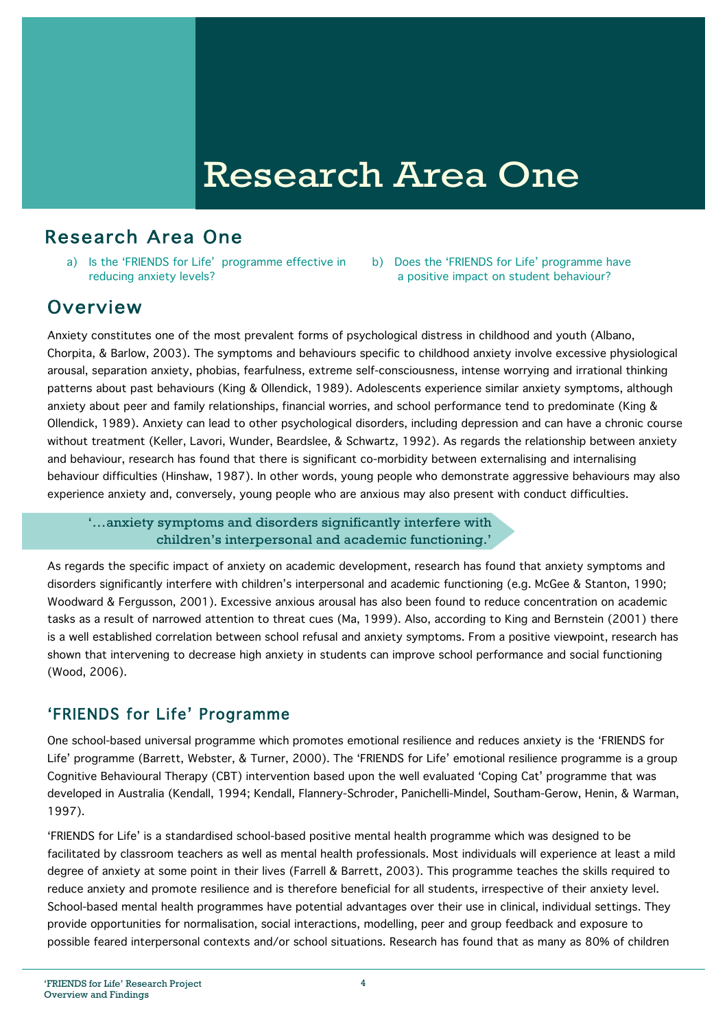# Research Area One

## Research Area One

a) Is the 'FRIENDS for Life' programme effective in reducing anxiety levels?

b) Does the 'FRIENDS for Life' programme have a positive impact on student behaviour?

## Overview

Anxiety constitutes one of the most prevalent forms of psychological distress in childhood and youth (Albano, Chorpita, & Barlow, 2003). The symptoms and behaviours specific to childhood anxiety involve excessive physiological arousal, separation anxiety, phobias, fearfulness, extreme self-consciousness, intense worrying and irrational thinking patterns about past behaviours (King & Ollendick, 1989). Adolescents experience similar anxiety symptoms, although anxiety about peer and family relationships, financial worries, and school performance tend to predominate (King & Ollendick, 1989). Anxiety can lead to other psychological disorders, including depression and can have a chronic course without treatment (Keller, Lavori, Wunder, Beardslee, & Schwartz, 1992). As regards the relationship between anxiety and behaviour, research has found that there is significant co-morbidity between externalising and internalising behaviour difficulties (Hinshaw, 1987). In other words, young people who demonstrate aggressive behaviours may also experience anxiety and, conversely, young people who are anxious may also present with conduct difficulties.

> '...anxiety symptoms and disorders significantly interfere with children's interpersonal and academic functioning.'

As regards the specific impact of anxiety on academic development, research has found that anxiety symptoms and disorders significantly interfere with children's interpersonal and academic functioning (e.g. McGee & Stanton, 1990; Woodward & Fergusson, 2001). Excessive anxious arousal has also been found to reduce concentration on academic tasks as a result of narrowed attention to threat cues (Ma, 1999). Also, according to King and Bernstein (2001) there is a well established correlation between school refusal and anxiety symptoms. From a positive viewpoint, research has shown that intervening to decrease high anxiety in students can improve school performance and social functioning (Wood, 2006).

### 'FRIENDS for Life' Programme

One school-based universal programme which promotes emotional resilience and reduces anxiety is the 'FRIENDS for Life' programme (Barrett, Webster, & Turner, 2000). The 'FRIENDS for Life' emotional resilience programme is a group Cognitive Behavioural Therapy (CBT) intervention based upon the well evaluated 'Coping Cat' programme that was developed in Australia (Kendall, 1994; Kendall, Flannery-Schroder, Panichelli-Mindel, Southam-Gerow, Henin, & Warman, 1997).

'FRIENDS for Life' is a standardised school-based positive mental health programme which was designed to be facilitated by classroom teachers as well as mental health professionals. Most individuals will experience at least a mild degree of anxiety at some point in their lives (Farrell & Barrett, 2003). This programme teaches the skills required to reduce anxiety and promote resilience and is therefore beneficial for all students, irrespective of their anxiety level. School-based mental health programmes have potential advantages over their use in clinical, individual settings. They provide opportunities for normalisation, social interactions, modelling, peer and group feedback and exposure to possible feared interpersonal contexts and/or school situations. Research has found that as many as 80% of children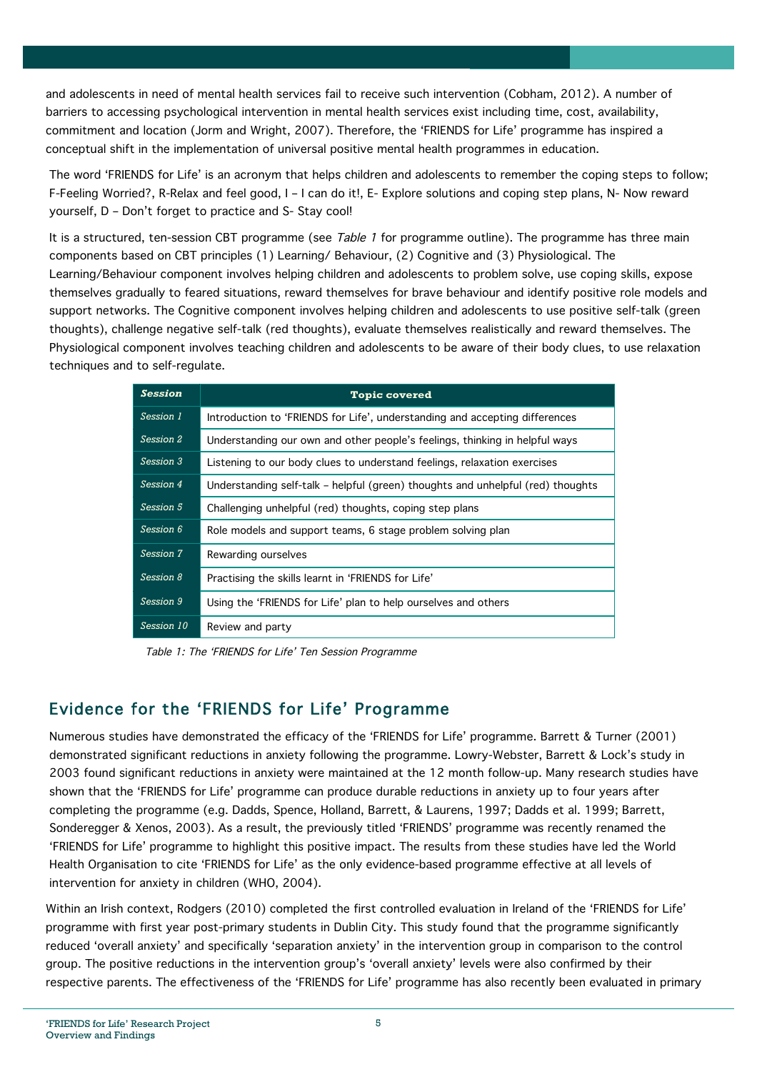and adolescents in need of mental health services fail to receive such intervention (Cobham, 2012). A number of barriers to accessing psychological intervention in mental health services exist including time, cost, availability, commitment and location (Jorm and Wright, 2007). Therefore, the 'FRIENDS for Life' programme has inspired a conceptual shift in the implementation of universal positive mental health programmes in education.

The word 'FRIENDS for Life' is an acronym that helps children and adolescents to remember the coping steps to follow; F-Feeling Worried?, R-Relax and feel good, I – I can do it!, E- Explore solutions and coping step plans, N- Now reward yourself, D – Don't forget to practice and S- Stay cool!

It is a structured, ten-session CBT programme (see *Table 1* for programme outline). The programme has three main components based on CBT principles (1) Learning/ Behaviour, (2) Cognitive and (3) Physiological. The Learning/Behaviour component involves helping children and adolescents to problem solve, use coping skills, expose themselves gradually to feared situations, reward themselves for brave behaviour and identify positive role models and support networks. The Cognitive component involves helping children and adolescents to use positive self-talk (green thoughts), challenge negative self-talk (red thoughts), evaluate themselves realistically and reward themselves. The Physiological component involves teaching children and adolescents to be aware of their body clues, to use relaxation techniques and to self-regulate.

| Session | Topic covered |
|---|---|
| Session 1 | Introduction to 'FRIENDS for Life', understanding and accepting differences |
| Session 2 | Understanding our own and other people's feelings, thinking in helpful ways |
| Session 3 | Listening to our body clues to understand feelings, relaxation exercises |
| Session 4 | Understanding self-talk – helpful (green) thoughts and unhelpful (red) thoughts |
| Session 5 | Challenging unhelpful (red) thoughts, coping step plans |
| Session 6 | Role models and support teams, 6 stage problem solving plan |
| Session 7 | Rewarding ourselves |
| Session 8 | Practising the skills learnt in 'FRIENDS for Life' |
| Session 9 | Using the 'FRIENDS for Life' plan to help ourselves and others |
| Session 10 | Review and party |

*Table 1: The 'FRIENDS for Life' Ten Session Programme*

## Evidence for the 'FRIENDS for Life' Programme

Numerous studies have demonstrated the efficacy of the 'FRIENDS for Life' programme. Barrett & Turner (2001) demonstrated significant reductions in anxiety following the programme. Lowry-Webster, Barrett & Lock's study in 2003 found significant reductions in anxiety were maintained at the 12 month follow-up. Many research studies have shown that the 'FRIENDS for Life' programme can produce durable reductions in anxiety up to four years after completing the programme (e.g. Dadds, Spence, Holland, Barrett, & Laurens, 1997; Dadds et al. 1999; Barrett, Sonderegger & Xenos, 2003). As a result, the previously titled 'FRIENDS' programme was recently renamed the 'FRIENDS for Life' programme to highlight this positive impact. The results from these studies have led the World Health Organisation to cite 'FRIENDS for Life' as the only evidence-based programme effective at all levels of intervention for anxiety in children (WHO, 2004).

Within an Irish context, Rodgers (2010) completed the first controlled evaluation in Ireland of the 'FRIENDS for Life' programme with first year post-primary students in Dublin City. This study found that the programme significantly reduced 'overall anxiety' and specifically 'separation anxiety' in the intervention group in comparison to the control group. The positive reductions in the intervention group's 'overall anxiety' levels were also confirmed by their respective parents. The effectiveness of the 'FRIENDS for Life' programme has also recently been evaluated in primary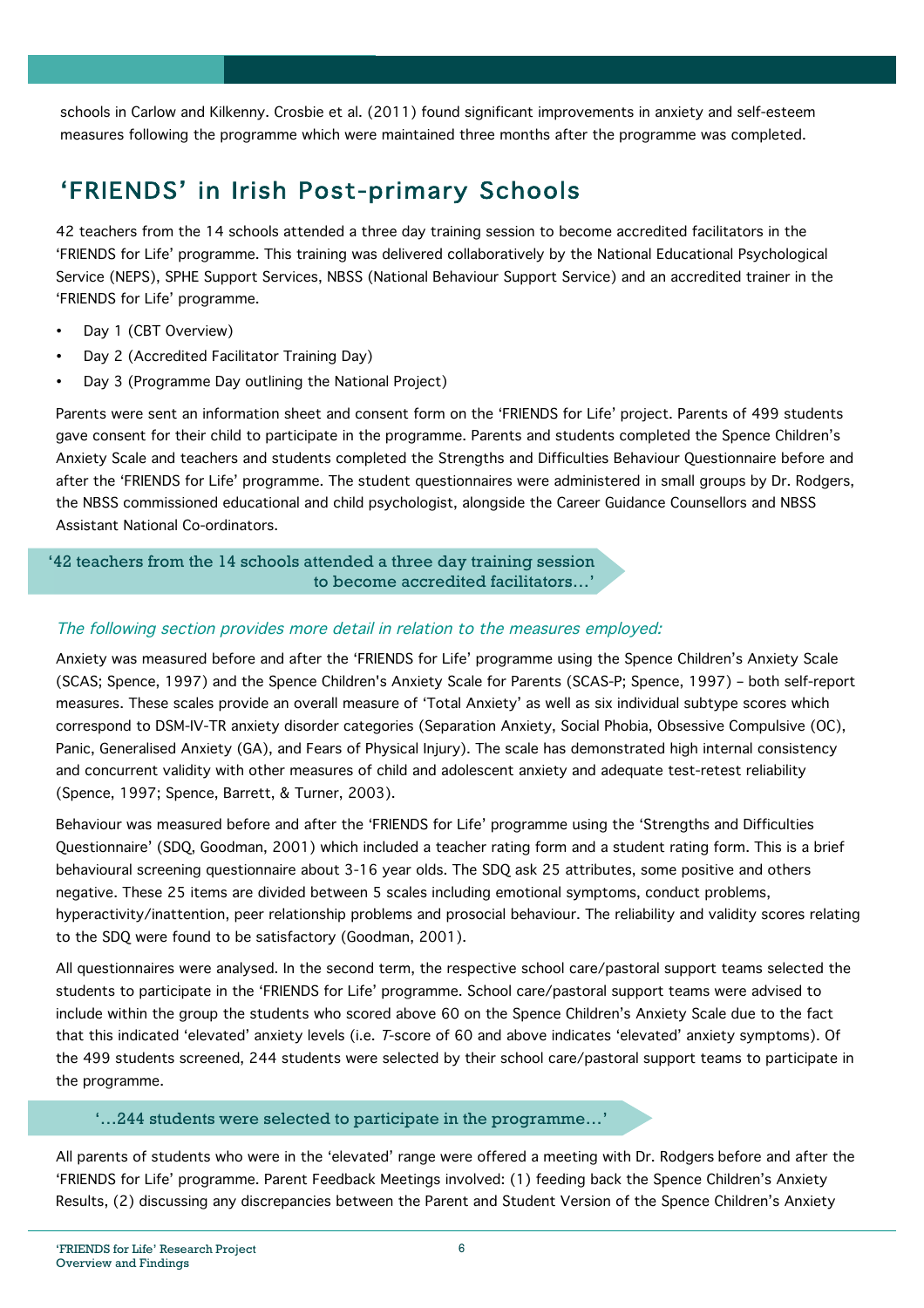schools in Carlow and Kilkenny. Crosbie et al. (2011) found significant improvements in anxiety and self-esteem measures following the programme which were maintained three months after the programme was completed.

## 'FRIENDS' in Irish Post-primary Schools

42 teachers from the 14 schools attended a three day training session to become accredited facilitators in the 'FRIENDS for Life' programme. This training was delivered collaboratively by the National Educational Psychological Service (NEPS), SPHE Support Services, NBSS (National Behaviour Support Service) and an accredited trainer in the 'FRIENDS for Life' programme.

- Day 1 (CBT Overview)
- Day 2 (Accredited Facilitator Training Day)
- Day 3 (Programme Day outlining the National Project)

Parents were sent an information sheet and consent form on the 'FRIENDS for Life' project. Parents of 499 students gave consent for their child to participate in the programme. Parents and students completed the Spence Children's Anxiety Scale and teachers and students completed the Strengths and Difficulties Behaviour Questionnaire before and after the 'FRIENDS for Life' programme. The student questionnaires were administered in small groups by Dr. Rodgers, the NBSS commissioned educational and child psychologist, alongside the Career Guidance Counsellors and NBSS Assistant National Co-ordinators.

> '42 teachers from the 14 schools attended a three day training session to become accredited facilitators…'

*The following section provides more detail in relation to the measures employed:*

Anxiety was measured before and after the 'FRIENDS for Life' programme using the Spence Children's Anxiety Scale (SCAS; Spence, 1997) and the Spence Children's Anxiety Scale for Parents (SCAS-P; Spence, 1997) – both self-report measures. These scales provide an overall measure of 'Total Anxiety' as well as six individual subtype scores which correspond to DSM-IV-TR anxiety disorder categories (Separation Anxiety, Social Phobia, Obsessive Compulsive (OC), Panic, Generalised Anxiety (GA), and Fears of Physical Injury). The scale has demonstrated high internal consistency and concurrent validity with other measures of child and adolescent anxiety and adequate test-retest reliability (Spence, 1997; Spence, Barrett, & Turner, 2003).

Behaviour was measured before and after the 'FRIENDS for Life' programme using the 'Strengths and Difficulties Questionnaire' (SDQ, Goodman, 2001) which included a teacher rating form and a student rating form. This is a brief behavioural screening questionnaire about 3-16 year olds. The SDQ ask 25 attributes, some positive and others negative. These 25 items are divided between 5 scales including emotional symptoms, conduct problems, hyperactivity/inattention, peer relationship problems and prosocial behaviour. The reliability and validity scores relating to the SDQ were found to be satisfactory (Goodman, 2001).

All questionnaires were analysed. In the second term, the respective school care/pastoral support teams selected the students to participate in the 'FRIENDS for Life' programme. School care/pastoral support teams were advised to include within the group the students who scored above 60 on the Spence Children's Anxiety Scale due to the fact that this indicated 'elevated' anxiety levels (i.e. *T*-score of 60 and above indicates 'elevated' anxiety symptoms). Of the 499 students screened, 244 students were selected by their school care/pastoral support teams to participate in the programme.

> '…244 students were selected to participate in the programme…'

All parents of students who were in the 'elevated' range were offered a meeting with Dr. Rodgers before and after the 'FRIENDS for Life' programme. Parent Feedback Meetings involved: (1) feeding back the Spence Children's Anxiety Results, (2) discussing any discrepancies between the Parent and Student Version of the Spence Children's Anxiety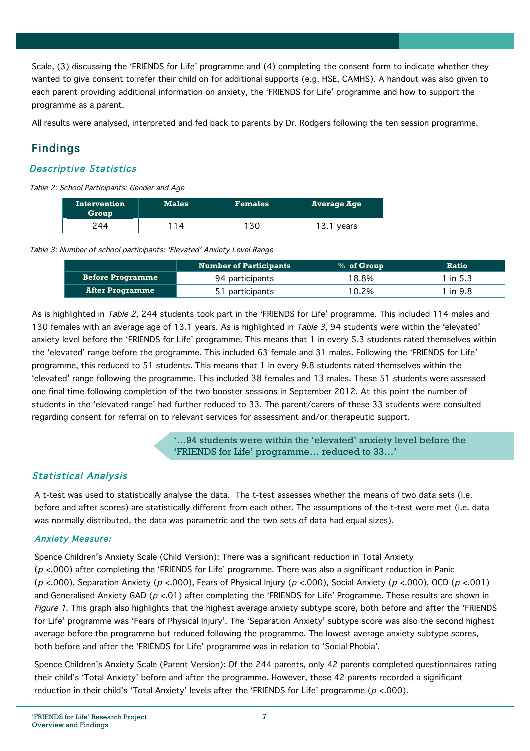Scale, (3) discussing the 'FRIENDS for Life' programme and (4) completing the consent form to indicate whether they wanted to give consent to refer their child on for additional supports (e.g. HSE, CAMHS). A handout was also given to each parent providing additional information on anxiety, the 'FRIENDS for Life' programme and how to support the programme as a parent.

All results were analysed, interpreted and fed back to parents by Dr. Rodgers following the ten session programme.

## Findings

### *Descriptive Statistics*

*Table 2: School Participants: Gender and Age*

| Intervention Group | Males | Females | Average Age |
|---|---|---|---|
| 244 | 114 | 130 | 13.1 years |

*Table 3: Number of school participants: 'Elevated' Anxiety Level Range*

| | Number of Participants | % of Group | Ratio |
|---|---|---|---|
| **Before Programme** | 94 participants | 18.8% | 1 in 5.3 |
| **After Programme** | 51 participants | 10.2% | 1 in 9.8 |

As is highlighted in *Table 2*, 244 students took part in the 'FRIENDS for Life' programme. This included 114 males and 130 females with an average age of 13.1 years. As is highlighted in *Table 3*, 94 students were within the 'elevated' anxiety level before the 'FRIENDS for Life' programme. This means that 1 in every 5.3 students rated themselves within the 'elevated' range before the programme. This included 63 female and 31 males. Following the 'FRIENDS for Life' programme, this reduced to 51 students. This means that 1 in every 9.8 students rated themselves within the 'elevated' range following the programme. This included 38 females and 13 males. These 51 students were assessed one final time following completion of the two booster sessions in September 2012. At this point the number of students in the 'elevated range' had further reduced to 33. The parent/carers of these 33 students were consulted regarding consent for referral on to relevant services for assessment and/or therapeutic support.

> '…94 students were within the 'elevated' anxiety level before the 'FRIENDS for Life' programme… reduced to 33…'

### *Statistical Analysis*

A t-test was used to statistically analyse the data. The t-test assesses whether the means of two data sets (i.e. before and after scores) are statistically different from each other. The assumptions of the t-test were met (i.e. data was normally distributed, the data was parametric and the two sets of data had equal sizes).

#### *Anxiety Measure:*

Spence Children's Anxiety Scale (Child Version): There was a significant reduction in Total Anxiety ($p$ <.000) after completing the 'FRIENDS for Life' programme. There was also a significant reduction in Panic ($p$ <.000), Separation Anxiety ($p$ <.000), Fears of Physical Injury ($p$ <.000), Social Anxiety ($p$ <.000), OCD ($p$ <.001) and Generalised Anxiety GAD ($p$ <.01) after completing the 'FRIENDS for Life' Programme. These results are shown in *Figure 1*. This graph also highlights that the highest average anxiety subtype score, both before and after the 'FRIENDS for Life' programme was 'Fears of Physical Injury'. The 'Separation Anxiety' subtype score was also the second highest average before the programme but reduced following the programme. The lowest average anxiety subtype scores, both before and after the 'FRIENDS for Life' programme was in relation to 'Social Phobia'.

Spence Children's Anxiety Scale (Parent Version): Of the 244 parents, only 42 parents completed questionnaires rating their child's 'Total Anxiety' before and after the programme. However, these 42 parents recorded a significant reduction in their child's 'Total Anxiety' levels after the 'FRIENDS for Life' programme ($p$ <.000).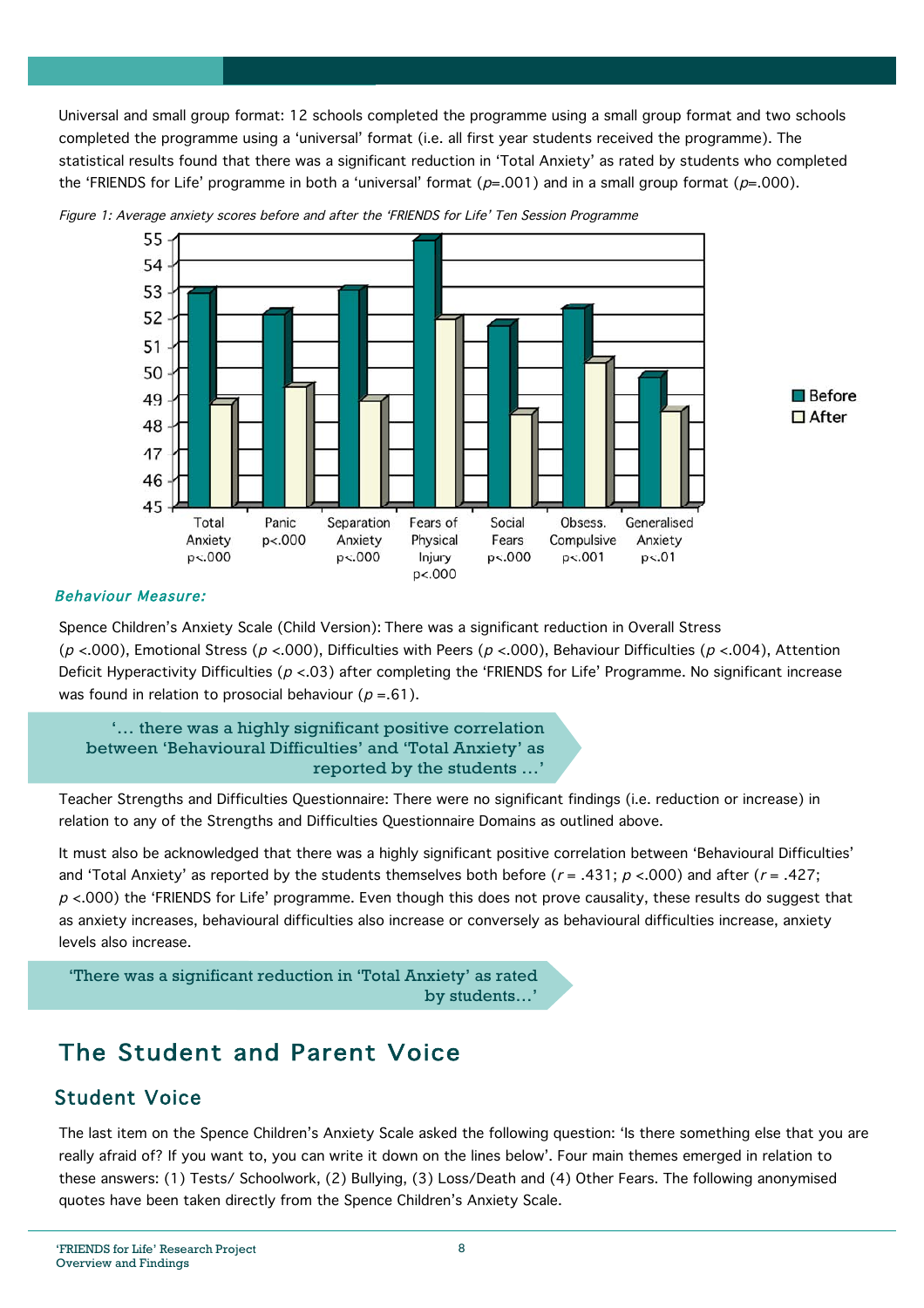Universal and small group format: 12 schools completed the programme using a small group format and two schools completed the programme using a 'universal' format (i.e. all first year students received the programme). The statistical results found that there was a significant reduction in 'Total Anxiety' as rated by students who completed the 'FRIENDS for Life' programme in both a 'universal' format ($p$=.001) and in a small group format ($p$=.000).

*Figure 1: Average anxiety scores before and after the 'FRIENDS for Life' Ten Session Programme*

| | Total Anxiety p<.000 | Panic p<.000 | Separation Anxiety p<.000 | Fears of Physical Injury p<.000 | Social Fears p<.000 | Obsess. Compulsive p<.001 | Generalised Anxiety p<.01 |
|---|---|---|---|---|---|---|---|
| Before | 52.9 | 52.1 | 53.0 | 54.9 | 51.7 | 52.3 | 49.8 |
| After | 48.8 | 49.4 | 48.9 | 51.9 | 48.4 | 50.3 | 48.5 |

*Behaviour Measure:*

Spence Children's Anxiety Scale (Child Version): There was a significant reduction in Overall Stress ($p$ <.000), Emotional Stress ($p$ <.000), Difficulties with Peers ($p$ <.000), Behaviour Difficulties ($p$ <.004), Attention Deficit Hyperactivity Difficulties ($p$ <.03) after completing the 'FRIENDS for Life' Programme. No significant increase was found in relation to prosocial behaviour ($p$ =.61).

> '… there was a highly significant positive correlation between 'Behavioural Difficulties' and 'Total Anxiety' as reported by the students …'

Teacher Strengths and Difficulties Questionnaire: There were no significant findings (i.e. reduction or increase) in relation to any of the Strengths and Difficulties Questionnaire Domains as outlined above.

It must also be acknowledged that there was a highly significant positive correlation between 'Behavioural Difficulties' and 'Total Anxiety' as reported by the students themselves both before ($r$ = .431; $p$ <.000) and after ($r$ = .427; $p$ <.000) the 'FRIENDS for Life' programme. Even though this does not prove causality, these results do suggest that as anxiety increases, behavioural difficulties also increase or conversely as behavioural difficulties increase, anxiety levels also increase.

> 'There was a significant reduction in 'Total Anxiety' as rated by students…'

# The Student and Parent Voice

## Student Voice

The last item on the Spence Children's Anxiety Scale asked the following question: 'Is there something else that you are really afraid of? If you want to, you can write it down on the lines below'. Four main themes emerged in relation to these answers: (1) Tests/ Schoolwork, (2) Bullying, (3) Loss/Death and (4) Other Fears. The following anonymised quotes have been taken directly from the Spence Children's Anxiety Scale.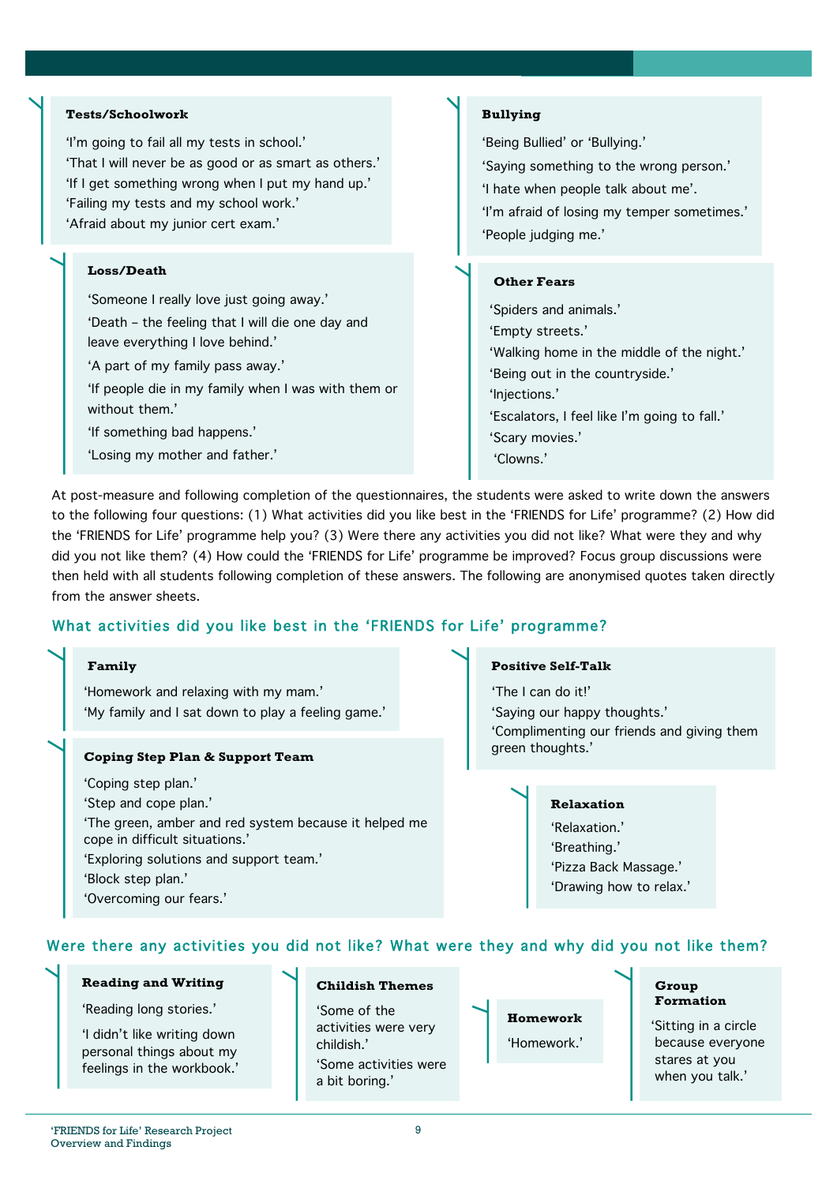**Tests/Schoolwork**

'I'm going to fail all my tests in school.'
'That I will never be as good or as smart as others.'
'If I get something wrong when I put my hand up.'
'Failing my tests and my school work.'
'Afraid about my junior cert exam.'

**Loss/Death**

'Someone I really love just going away.'
'Death – the feeling that I will die one day and leave everything I love behind.'
'A part of my family pass away.'
'If people die in my family when I was with them or without them.'
'If something bad happens.'
'Losing my mother and father.'

**Bullying**

'Being Bullied' or 'Bullying.'
'Saying something to the wrong person.'
'I hate when people talk about me'.
'I'm afraid of losing my temper sometimes.'
'People judging me.'

**Other Fears**

'Spiders and animals.'
'Empty streets.'
'Walking home in the middle of the night.'
'Being out in the countryside.'
'Injections.'
'Escalators, I feel like I'm going to fall.'
'Scary movies.'
'Clowns.'

At post-measure and following completion of the questionnaires, the students were asked to write down the answers to the following four questions: (1) What activities did you like best in the 'FRIENDS for Life' programme? (2) How did the 'FRIENDS for Life' programme help you? (3) Were there any activities you did not like? What were they and why did you not like them? (4) How could the 'FRIENDS for Life' programme be improved? Focus group discussions were then held with all students following completion of these answers. The following are anonymised quotes taken directly from the answer sheets.

## What activities did you like best in the 'FRIENDS for Life' programme?

**Family**

'Homework and relaxing with my mam.'
'My family and I sat down to play a feeling game.'

**Coping Step Plan & Support Team**

'Coping step plan.'
'Step and cope plan.'
'The green, amber and red system because it helped me cope in difficult situations.'
'Exploring solutions and support team.'
'Block step plan.'
'Overcoming our fears.'

**Positive Self-Talk**

'The I can do it!'
'Saying our happy thoughts.'
'Complimenting our friends and giving them green thoughts.'

**Relaxation**

'Relaxation.'
'Breathing.'
'Pizza Back Massage.'
'Drawing how to relax.'

## Were there any activities you did not like? What were they and why did you not like them?

**Reading and Writing**

'Reading long stories.'

'I didn't like writing down personal things about my feelings in the workbook.'

**Childish Themes**

'Some of the activities were very childish.'
'Some activities were a bit boring.'

**Homework**

'Homework.'

**Group Formation**

'Sitting in a circle because everyone stares at you when you talk.'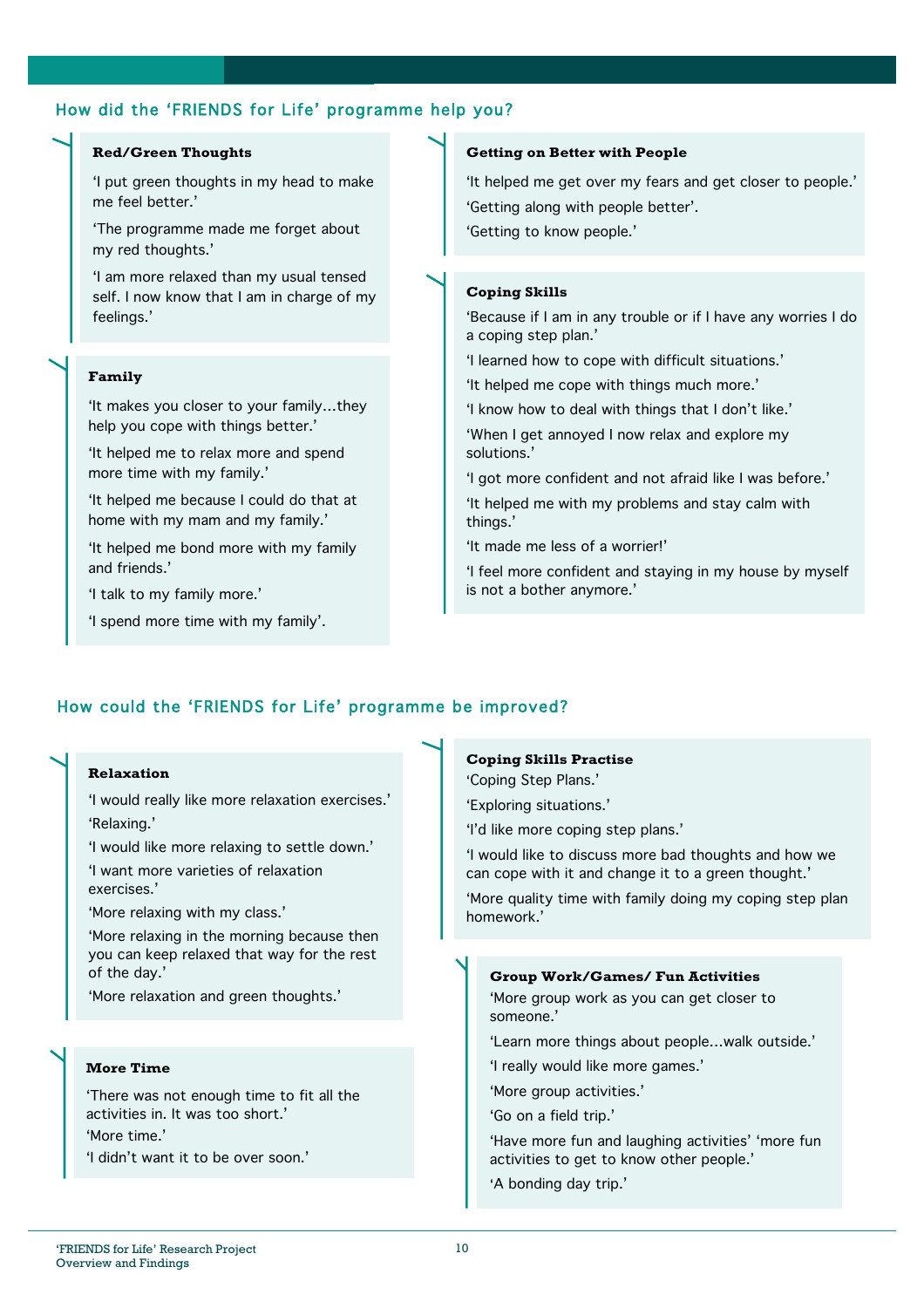## How did the 'FRIENDS for Life' programme help you?

### Red/Green Thoughts

'I put green thoughts in my head to make me feel better.'

'The programme made me forget about my red thoughts.'

'I am more relaxed than my usual tensed self. I now know that I am in charge of my feelings.'

### Family

'It makes you closer to your family…they help you cope with things better.'

'It helped me to relax more and spend more time with my family.'

'It helped me because I could do that at home with my mam and my family.'

'It helped me bond more with my family and friends.'

'I talk to my family more.'

'I spend more time with my family'.

### Getting on Better with People

'It helped me get over my fears and get closer to people.'

'Getting along with people better'.

'Getting to know people.'

### Coping Skills

'Because if I am in any trouble or if I have any worries I do a coping step plan.'

'I learned how to cope with difficult situations.'

'It helped me cope with things much more.'

'I know how to deal with things that I don't like.'

'When I get annoyed I now relax and explore my solutions.'

'I got more confident and not afraid like I was before.'

'It helped me with my problems and stay calm with things.'

'It made me less of a worrier!'

'I feel more confident and staying in my house by myself is not a bother anymore.'

## How could the 'FRIENDS for Life' programme be improved?

### Relaxation

'I would really like more relaxation exercises.'

'Relaxing.'

'I would like more relaxing to settle down.'

'I want more varieties of relaxation exercises.'

'More relaxing with my class.'

'More relaxing in the morning because then you can keep relaxed that way for the rest of the day.'

'More relaxation and green thoughts.'

### More Time

'There was not enough time to fit all the activities in. It was too short.'

'More time.'

'I didn't want it to be over soon.'

### Coping Skills Practise

'Coping Step Plans.'

'Exploring situations.'

'I'd like more coping step plans.'

'I would like to discuss more bad thoughts and how we can cope with it and change it to a green thought.'

'More quality time with family doing my coping step plan homework.'

### Group Work/Games/ Fun Activities

'More group work as you can get closer to someone.'

'Learn more things about people…walk outside.'

'I really would like more games.'

'More group activities.'

'Go on a field trip.'

'Have more fun and laughing activities' 'more fun activities to get to know other people.'

'A bonding day trip.'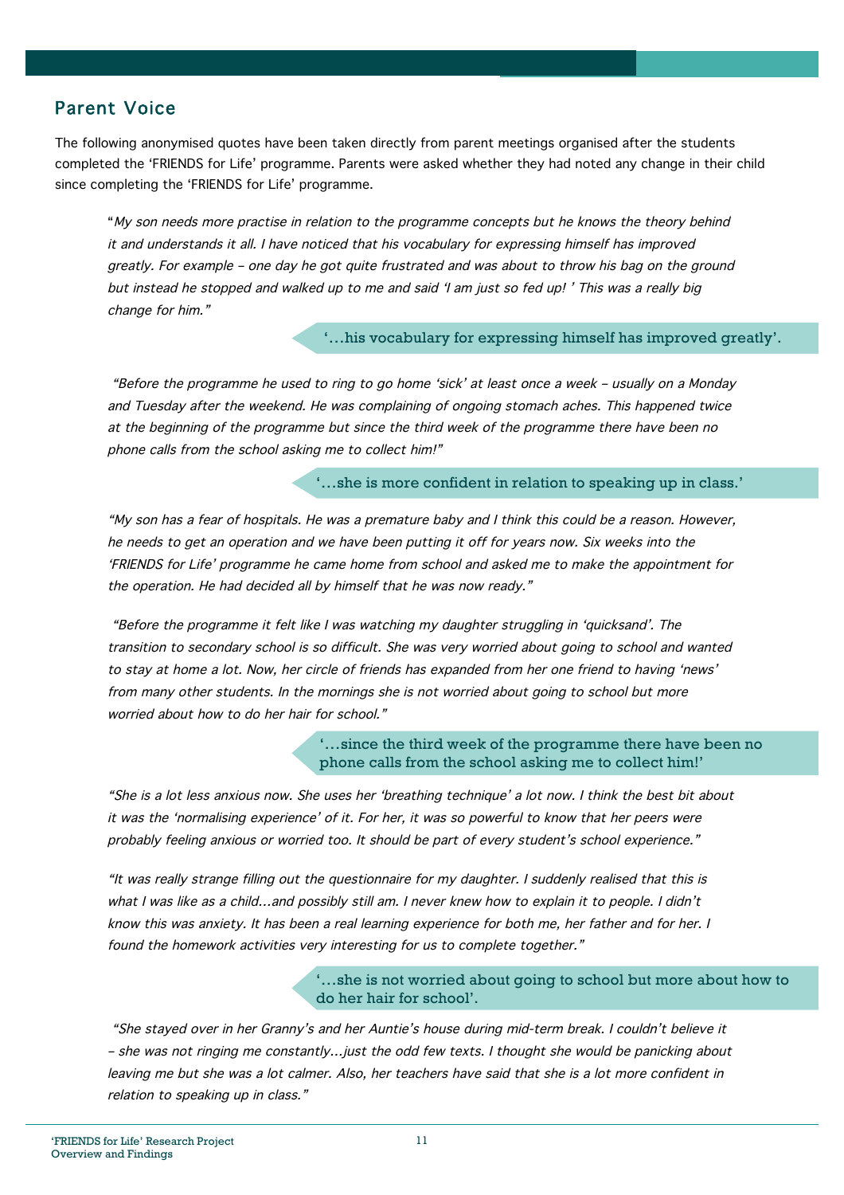## Parent Voice

The following anonymised quotes have been taken directly from parent meetings organised after the students completed the 'FRIENDS for Life' programme. Parents were asked whether they had noted any change in their child since completing the 'FRIENDS for Life' programme.

> "*My son needs more practise in relation to the programme concepts but he knows the theory behind it and understands it all. I have noticed that his vocabulary for expressing himself has improved greatly. For example – one day he got quite frustrated and was about to throw his bag on the ground but instead he stopped and walked up to me and said 'I am just so fed up! ' This was a really big change for him."*

> '…his vocabulary for expressing himself has improved greatly'.

> *"Before the programme he used to ring to go home 'sick' at least once a week – usually on a Monday and Tuesday after the weekend. He was complaining of ongoing stomach aches. This happened twice at the beginning of the programme but since the third week of the programme there have been no phone calls from the school asking me to collect him!"*

> '…she is more confident in relation to speaking up in class.'

> *"My son has a fear of hospitals. He was a premature baby and I think this could be a reason. However, he needs to get an operation and we have been putting it off for years now. Six weeks into the 'FRIENDS for Life' programme he came home from school and asked me to make the appointment for the operation. He had decided all by himself that he was now ready."*

> *"Before the programme it felt like I was watching my daughter struggling in 'quicksand'. The transition to secondary school is so difficult. She was very worried about going to school and wanted to stay at home a lot. Now, her circle of friends has expanded from her one friend to having 'news' from many other students. In the mornings she is not worried about going to school but more worried about how to do her hair for school."*

> '…since the third week of the programme there have been no phone calls from the school asking me to collect him!'

> *"She is a lot less anxious now. She uses her 'breathing technique' a lot now. I think the best bit about it was the 'normalising experience' of it. For her, it was so powerful to know that her peers were probably feeling anxious or worried too. It should be part of every student's school experience."*

> *"It was really strange filling out the questionnaire for my daughter. I suddenly realised that this is what I was like as a child…and possibly still am. I never knew how to explain it to people. I didn't know this was anxiety. It has been a real learning experience for both me, her father and for her. I found the homework activities very interesting for us to complete together."*

> '…she is not worried about going to school but more about how to do her hair for school'.

> *"She stayed over in her Granny's and her Auntie's house during mid-term break. I couldn't believe it – she was not ringing me constantly…just the odd few texts. I thought she would be panicking about leaving me but she was a lot calmer. Also, her teachers have said that she is a lot more confident in relation to speaking up in class."*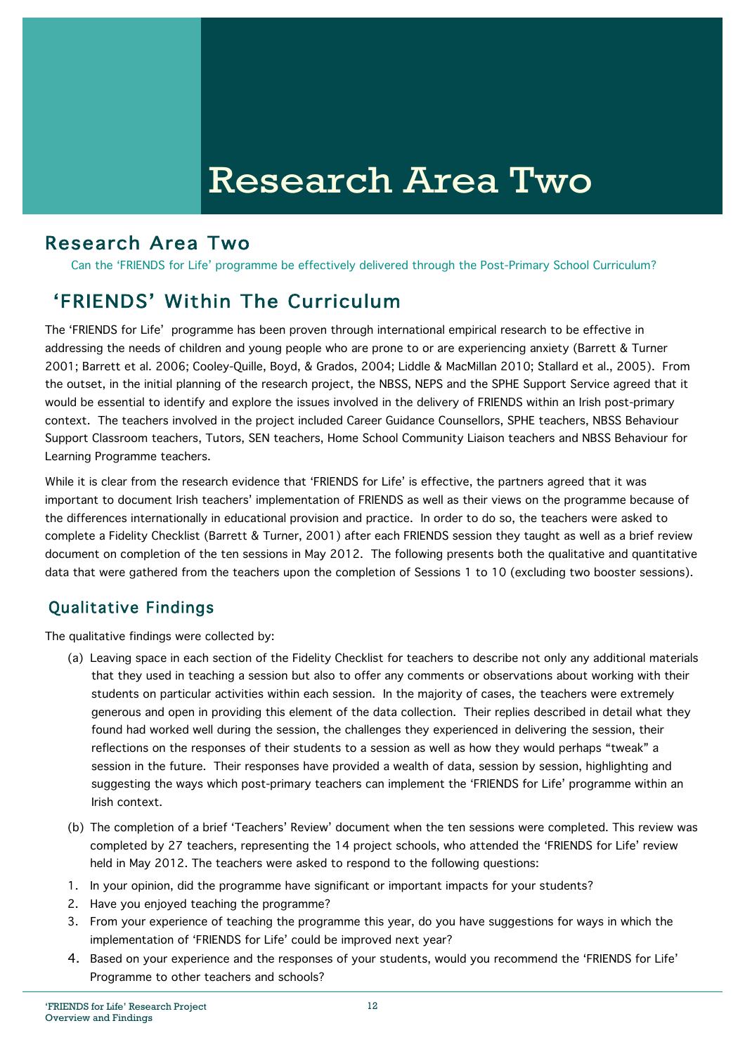# Research Area Two

## Research Area Two

Can the 'FRIENDS for Life' programme be effectively delivered through the Post-Primary School Curriculum?

## 'FRIENDS' Within The Curriculum

The 'FRIENDS for Life' programme has been proven through international empirical research to be effective in addressing the needs of children and young people who are prone to or are experiencing anxiety (Barrett & Turner 2001; Barrett et al. 2006; Cooley-Quille, Boyd, & Grados, 2004; Liddle & MacMillan 2010; Stallard et al., 2005). From the outset, in the initial planning of the research project, the NBSS, NEPS and the SPHE Support Service agreed that it would be essential to identify and explore the issues involved in the delivery of FRIENDS within an Irish post-primary context. The teachers involved in the project included Career Guidance Counsellors, SPHE teachers, NBSS Behaviour Support Classroom teachers, Tutors, SEN teachers, Home School Community Liaison teachers and NBSS Behaviour for Learning Programme teachers.

While it is clear from the research evidence that 'FRIENDS for Life' is effective, the partners agreed that it was important to document Irish teachers' implementation of FRIENDS as well as their views on the programme because of the differences internationally in educational provision and practice. In order to do so, the teachers were asked to complete a Fidelity Checklist (Barrett & Turner, 2001) after each FRIENDS session they taught as well as a brief review document on completion of the ten sessions in May 2012. The following presents both the qualitative and quantitative data that were gathered from the teachers upon the completion of Sessions 1 to 10 (excluding two booster sessions).

### Qualitative Findings

The qualitative findings were collected by:

(a) Leaving space in each section of the Fidelity Checklist for teachers to describe not only any additional materials that they used in teaching a session but also to offer any comments or observations about working with their students on particular activities within each session. In the majority of cases, the teachers were extremely generous and open in providing this element of the data collection. Their replies described in detail what they found had worked well during the session, the challenges they experienced in delivering the session, their reflections on the responses of their students to a session as well as how they would perhaps "tweak" a session in the future. Their responses have provided a wealth of data, session by session, highlighting and suggesting the ways which post-primary teachers can implement the 'FRIENDS for Life' programme within an Irish context.

(b) The completion of a brief 'Teachers' Review' document when the ten sessions were completed. This review was completed by 27 teachers, representing the 14 project schools, who attended the 'FRIENDS for Life' review held in May 2012. The teachers were asked to respond to the following questions:

1. In your opinion, did the programme have significant or important impacts for your students?
2. Have you enjoyed teaching the programme?
3. From your experience of teaching the programme this year, do you have suggestions for ways in which the implementation of 'FRIENDS for Life' could be improved next year?
4. Based on your experience and the responses of your students, would you recommend the 'FRIENDS for Life' Programme to other teachers and schools?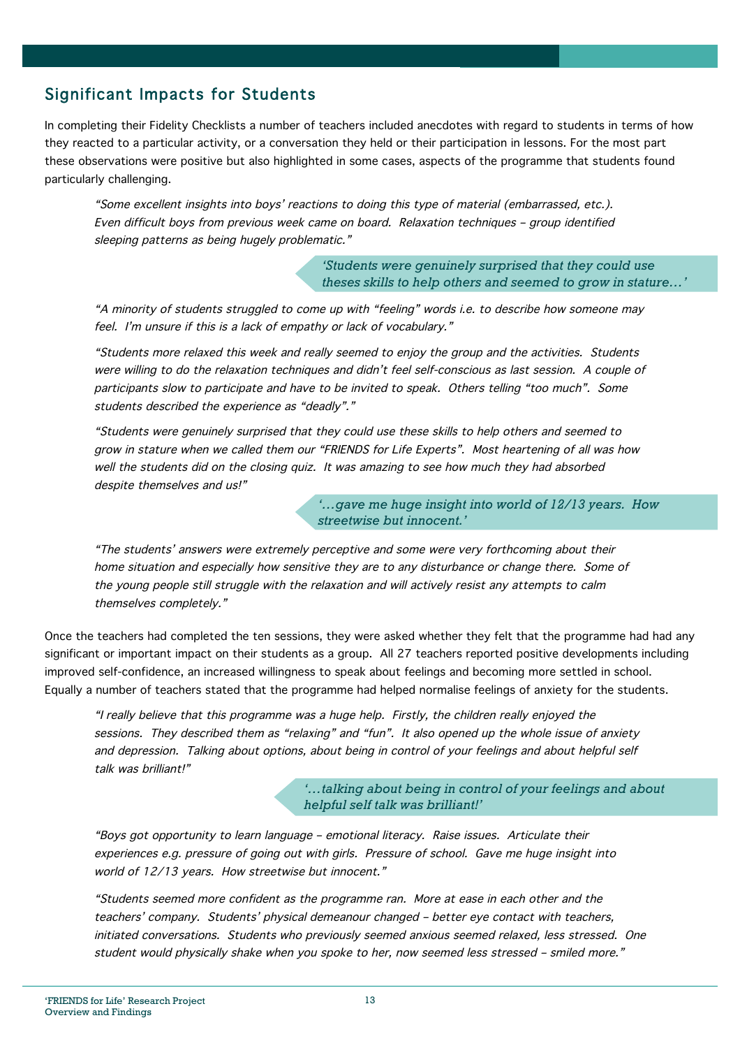## Significant Impacts for Students

In completing their Fidelity Checklists a number of teachers included anecdotes with regard to students in terms of how they reacted to a particular activity, or a conversation they held or their participation in lessons. For the most part these observations were positive but also highlighted in some cases, aspects of the programme that students found particularly challenging.

> *"Some excellent insights into boys' reactions to doing this type of material (embarrassed, etc.). Even difficult boys from previous week came on board. Relaxation techniques – group identified sleeping patterns as being hugely problematic."*

> *'Students were genuinely surprised that they could use theses skills to help others and seemed to grow in stature…'*

> *"A minority of students struggled to come up with "feeling" words i.e. to describe how someone may feel. I'm unsure if this is a lack of empathy or lack of vocabulary."*

> *"Students more relaxed this week and really seemed to enjoy the group and the activities. Students were willing to do the relaxation techniques and didn't feel self-conscious as last session. A couple of participants slow to participate and have to be invited to speak. Others telling "too much". Some students described the experience as "deadly"."*

> *"Students were genuinely surprised that they could use these skills to help others and seemed to grow in stature when we called them our "FRIENDS for Life Experts". Most heartening of all was how well the students did on the closing quiz. It was amazing to see how much they had absorbed despite themselves and us!"*

> *'…gave me huge insight into world of 12/13 years. How streetwise but innocent.'*

> *"The students' answers were extremely perceptive and some were very forthcoming about their home situation and especially how sensitive they are to any disturbance or change there. Some of the young people still struggle with the relaxation and will actively resist any attempts to calm themselves completely."*

Once the teachers had completed the ten sessions, they were asked whether they felt that the programme had had any significant or important impact on their students as a group. All 27 teachers reported positive developments including improved self-confidence, an increased willingness to speak about feelings and becoming more settled in school. Equally a number of teachers stated that the programme had helped normalise feelings of anxiety for the students.

> *"I really believe that this programme was a huge help. Firstly, the children really enjoyed the sessions. They described them as "relaxing" and "fun". It also opened up the whole issue of anxiety and depression. Talking about options, about being in control of your feelings and about helpful self talk was brilliant!"*

> *'…talking about being in control of your feelings and about helpful self talk was brilliant!'*

> *"Boys got opportunity to learn language – emotional literacy. Raise issues. Articulate their experiences e.g. pressure of going out with girls. Pressure of school. Gave me huge insight into world of 12/13 years. How streetwise but innocent."*

> *"Students seemed more confident as the programme ran. More at ease in each other and the teachers' company. Students' physical demeanour changed – better eye contact with teachers, initiated conversations. Students who previously seemed anxious seemed relaxed, less stressed. One student would physically shake when you spoke to her, now seemed less stressed – smiled more."*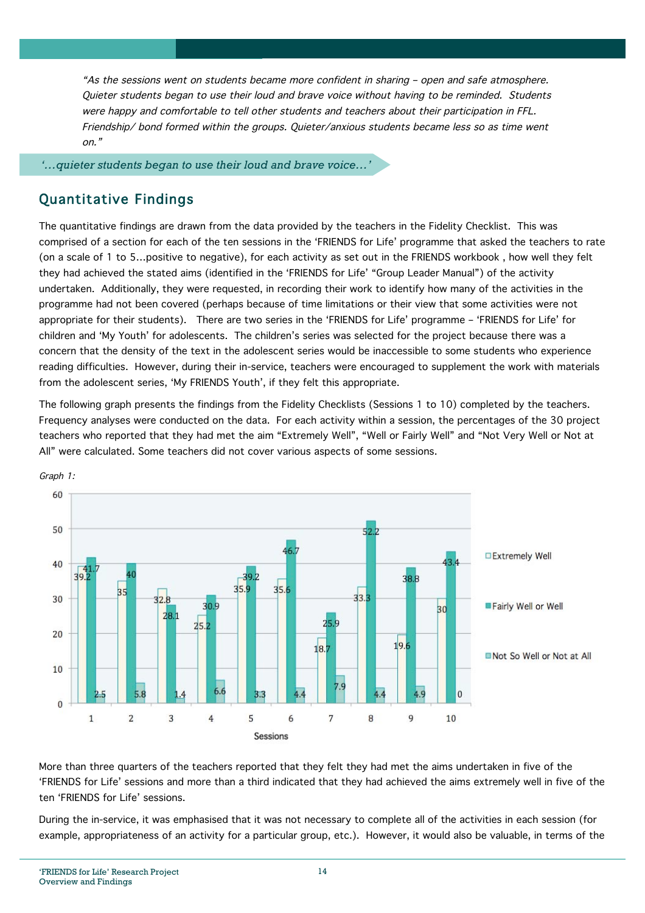*"As the sessions went on students became more confident in sharing – open and safe atmosphere. Quieter students began to use their loud and brave voice without having to be reminded. Students were happy and comfortable to tell other students and teachers about their participation in FFL. Friendship/ bond formed within the groups. Quieter/anxious students became less so as time went on."*

*'…quieter students began to use their loud and brave voice…'*

## Quantitative Findings

The quantitative findings are drawn from the data provided by the teachers in the Fidelity Checklist. This was comprised of a section for each of the ten sessions in the 'FRIENDS for Life' programme that asked the teachers to rate (on a scale of 1 to 5…positive to negative), for each activity as set out in the FRIENDS workbook , how well they felt they had achieved the stated aims (identified in the 'FRIENDS for Life' "Group Leader Manual") of the activity undertaken. Additionally, they were requested, in recording their work to identify how many of the activities in the programme had not been covered (perhaps because of time limitations or their view that some activities were not appropriate for their students). There are two series in the 'FRIENDS for Life' programme – 'FRIENDS for Life' for children and 'My Youth' for adolescents. The children's series was selected for the project because there was a concern that the density of the text in the adolescent series would be inaccessible to some students who experience reading difficulties. However, during their in-service, teachers were encouraged to supplement the work with materials from the adolescent series, 'My FRIENDS Youth', if they felt this appropriate.

The following graph presents the findings from the Fidelity Checklists (Sessions 1 to 10) completed by the teachers. Frequency analyses were conducted on the data. For each activity within a session, the percentages of the 30 project teachers who reported that they had met the aim "Extremely Well", "Well or Fairly Well" and "Not Very Well or Not at All" were calculated. Some teachers did not cover various aspects of some sessions.

*Graph 1:*

| Sessions | Extremely Well | Fairly Well or Well | Not So Well or Not at All |
|---|---|---|---|
| 1 | 39.2 | 41.7 | 2.5 |
| 2 | 35 | 40 | 5.8 |
| 3 | 32.8 | 28.1 | 1.4 |
| 4 | 25.2 | 30.9 | 6.6 |
| 5 | 35.9 | 39.2 | 3.3 |
| 6 | 35.6 | 46.7 | 4.4 |
| 7 | 18.7 | 25.9 | 7.9 |
| 8 | 33.3 | 52.2 | 4.4 |
| 9 | 19.6 | 38.8 | 4.9 |
| 10 | 30 | 43.4 | 0 |

More than three quarters of the teachers reported that they felt they had met the aims undertaken in five of the 'FRIENDS for Life' sessions and more than a third indicated that they had achieved the aims extremely well in five of the ten 'FRIENDS for Life' sessions.

During the in-service, it was emphasised that it was not necessary to complete all of the activities in each session (for example, appropriateness of an activity for a particular group, etc.). However, it would also be valuable, in terms of the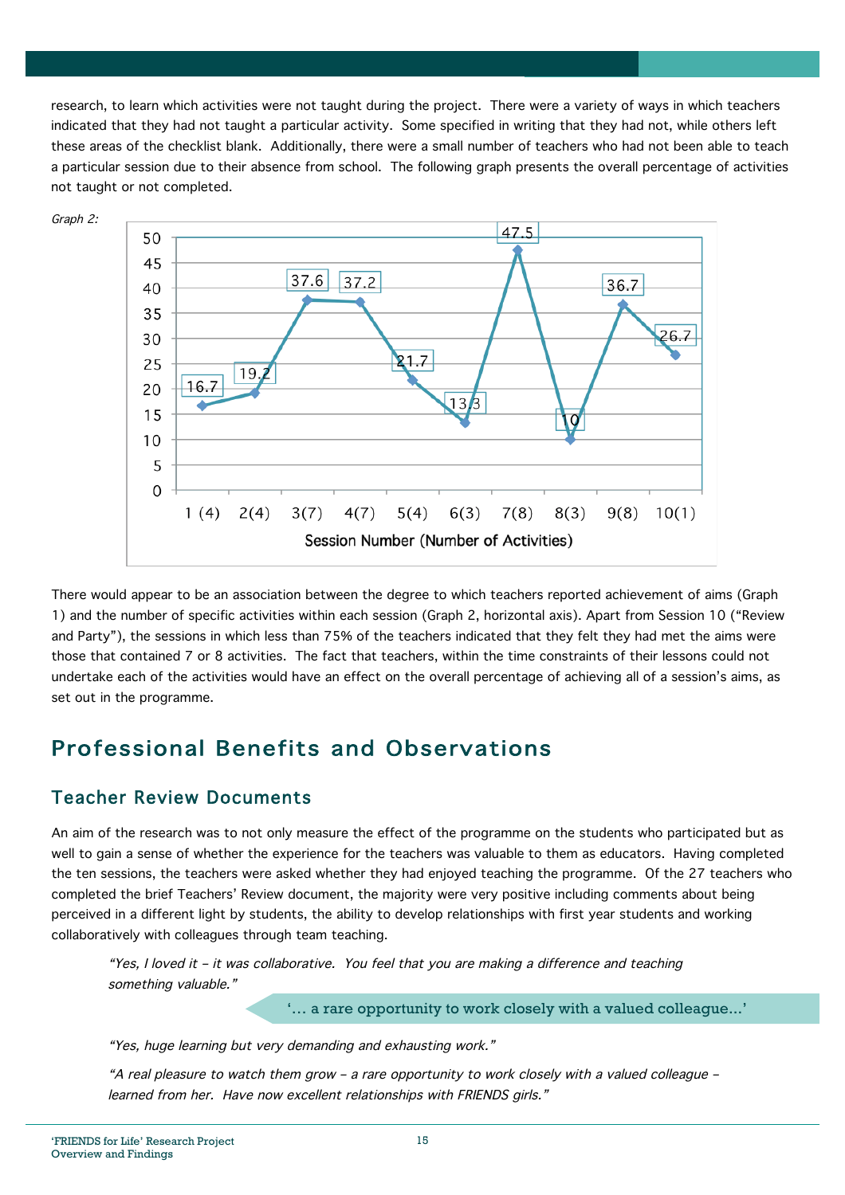research, to learn which activities were not taught during the project. There were a variety of ways in which teachers indicated that they had not taught a particular activity. Some specified in writing that they had not, while others left these areas of the checklist blank. Additionally, there were a small number of teachers who had not been able to teach a particular session due to their absence from school. The following graph presents the overall percentage of activities not taught or not completed.

*Graph 2:*

| Session Number (Number of Activities) | 1 (4) | 2(4) | 3(7) | 4(7) | 5(4) | 6(3) | 7(8) | 8(3) | 9(8) | 10(1) |
|---|---|---|---|---|---|---|---|---|---|---|
| % | 16.7 | 19.2 | 37.6 | 37.2 | 21.7 | 13.3 | 47.5 | 10 | 36.7 | 26.7 |

There would appear to be an association between the degree to which teachers reported achievement of aims (Graph 1) and the number of specific activities within each session (Graph 2, horizontal axis). Apart from Session 10 ("Review and Party"), the sessions in which less than 75% of the teachers indicated that they felt they had met the aims were those that contained 7 or 8 activities. The fact that teachers, within the time constraints of their lessons could not undertake each of the activities would have an effect on the overall percentage of achieving all of a session's aims, as set out in the programme.

# Professional Benefits and Observations

## Teacher Review Documents

An aim of the research was to not only measure the effect of the programme on the students who participated but as well to gain a sense of whether the experience for the teachers was valuable to them as educators. Having completed the ten sessions, the teachers were asked whether they had enjoyed teaching the programme. Of the 27 teachers who completed the brief Teachers' Review document, the majority were very positive including comments about being perceived in a different light by students, the ability to develop relationships with first year students and working collaboratively with colleagues through team teaching.

> *"Yes, I loved it – it was collaborative. You feel that you are making a difference and teaching something valuable."*

> '… a rare opportunity to work closely with a valued colleague…'

> *"Yes, huge learning but very demanding and exhausting work."*

> *"A real pleasure to watch them grow – a rare opportunity to work closely with a valued colleague – learned from her. Have now excellent relationships with FRIENDS girls."*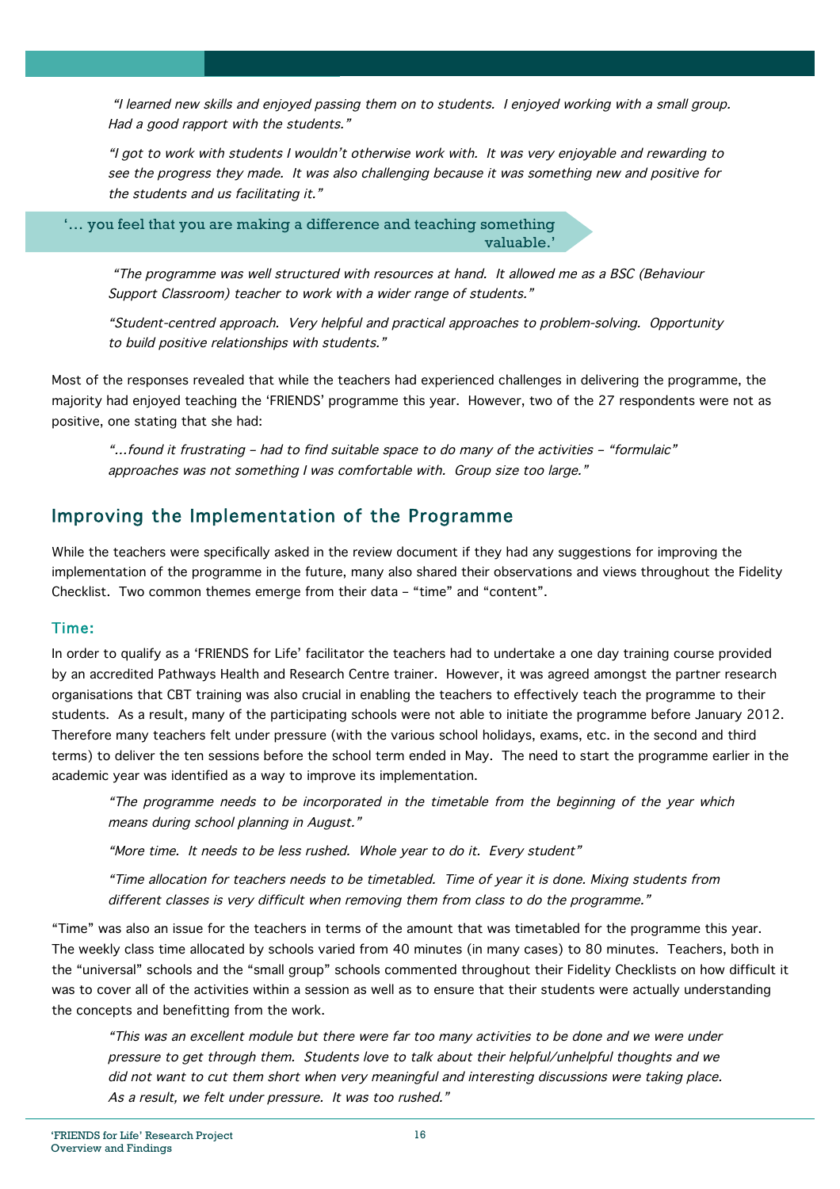*"I learned new skills and enjoyed passing them on to students. I enjoyed working with a small group. Had a good rapport with the students."*

*"I got to work with students I wouldn't otherwise work with. It was very enjoyable and rewarding to see the progress they made. It was also challenging because it was something new and positive for the students and us facilitating it."*

> '… you feel that you are making a difference and teaching something valuable.'

*"The programme was well structured with resources at hand. It allowed me as a BSC (Behaviour Support Classroom) teacher to work with a wider range of students."*

*"Student-centred approach. Very helpful and practical approaches to problem-solving. Opportunity to build positive relationships with students."*

Most of the responses revealed that while the teachers had experienced challenges in delivering the programme, the majority had enjoyed teaching the 'FRIENDS' programme this year. However, two of the 27 respondents were not as positive, one stating that she had:

*"…found it frustrating – had to find suitable space to do many of the activities – "formulaic" approaches was not something I was comfortable with. Group size too large."*

## Improving the Implementation of the Programme

While the teachers were specifically asked in the review document if they had any suggestions for improving the implementation of the programme in the future, many also shared their observations and views throughout the Fidelity Checklist. Two common themes emerge from their data – "time" and "content".

### Time:

In order to qualify as a 'FRIENDS for Life' facilitator the teachers had to undertake a one day training course provided by an accredited Pathways Health and Research Centre trainer. However, it was agreed amongst the partner research organisations that CBT training was also crucial in enabling the teachers to effectively teach the programme to their students. As a result, many of the participating schools were not able to initiate the programme before January 2012. Therefore many teachers felt under pressure (with the various school holidays, exams, etc. in the second and third terms) to deliver the ten sessions before the school term ended in May. The need to start the programme earlier in the academic year was identified as a way to improve its implementation.

*"The programme needs to be incorporated in the timetable from the beginning of the year which means during school planning in August."*

*"More time. It needs to be less rushed. Whole year to do it. Every student"*

*"Time allocation for teachers needs to be timetabled. Time of year it is done. Mixing students from different classes is very difficult when removing them from class to do the programme."*

"Time" was also an issue for the teachers in terms of the amount that was timetabled for the programme this year. The weekly class time allocated by schools varied from 40 minutes (in many cases) to 80 minutes. Teachers, both in the "universal" schools and the "small group" schools commented throughout their Fidelity Checklists on how difficult it was to cover all of the activities within a session as well as to ensure that their students were actually understanding the concepts and benefitting from the work.

*"This was an excellent module but there were far too many activities to be done and we were under pressure to get through them. Students love to talk about their helpful/unhelpful thoughts and we did not want to cut them short when very meaningful and interesting discussions were taking place. As a result, we felt under pressure. It was too rushed."*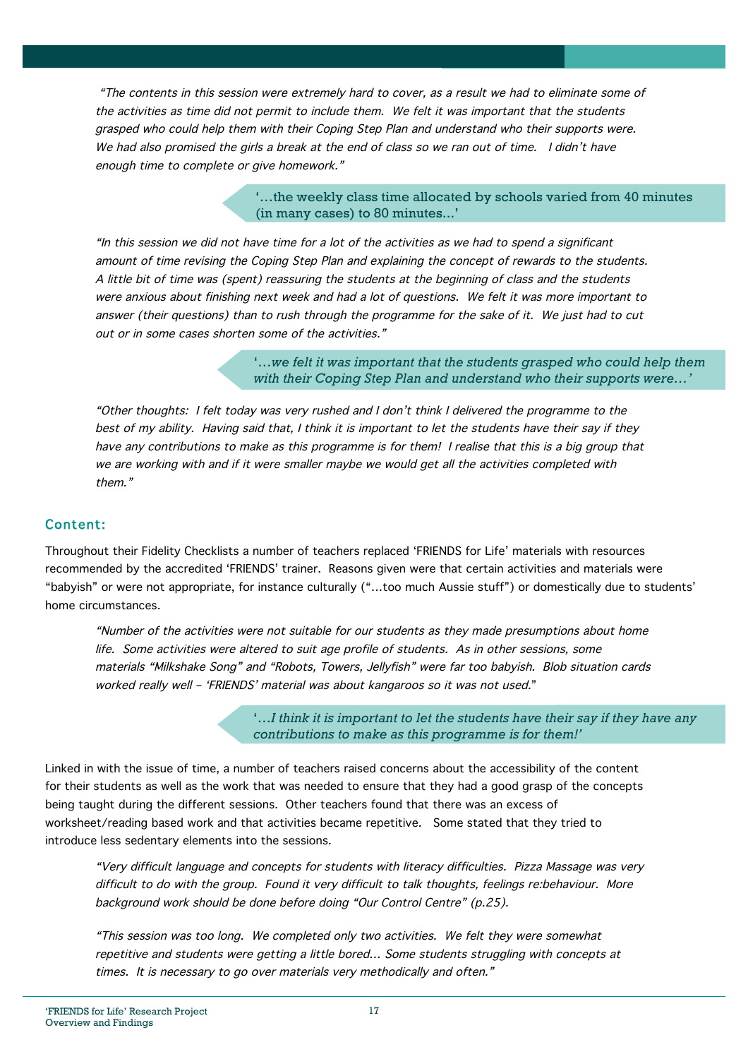*"The contents in this session were extremely hard to cover, as a result we had to eliminate some of the activities as time did not permit to include them. We felt it was important that the students grasped who could help them with their Coping Step Plan and understand who their supports were. We had also promised the girls a break at the end of class so we ran out of time. I didn't have enough time to complete or give homework."*

> '…the weekly class time allocated by schools varied from 40 minutes (in many cases) to 80 minutes…'

*"In this session we did not have time for a lot of the activities as we had to spend a significant amount of time revising the Coping Step Plan and explaining the concept of rewards to the students. A little bit of time was (spent) reassuring the students at the beginning of class and the students were anxious about finishing next week and had a lot of questions. We felt it was more important to answer (their questions) than to rush through the programme for the sake of it. We just had to cut out or in some cases shorten some of the activities."*

> '*…we felt it was important that the students grasped who could help them with their Coping Step Plan and understand who their supports were…'*

*"Other thoughts: I felt today was very rushed and I don't think I delivered the programme to the best of my ability. Having said that, I think it is important to let the students have their say if they have any contributions to make as this programme is for them! I realise that this is a big group that we are working with and if it were smaller maybe we would get all the activities completed with them."*

## Content:

Throughout their Fidelity Checklists a number of teachers replaced 'FRIENDS for Life' materials with resources recommended by the accredited 'FRIENDS' trainer. Reasons given were that certain activities and materials were "babyish" or were not appropriate, for instance culturally ("…too much Aussie stuff") or domestically due to students' home circumstances.

*"Number of the activities were not suitable for our students as they made presumptions about home life. Some activities were altered to suit age profile of students. As in other sessions, some materials "Milkshake Song" and "Robots, Towers, Jellyfish" were far too babyish. Blob situation cards worked really well – 'FRIENDS' material was about kangaroos so it was not used."*

> '*…I think it is important to let the students have their say if they have any contributions to make as this programme is for them!'*

Linked in with the issue of time, a number of teachers raised concerns about the accessibility of the content for their students as well as the work that was needed to ensure that they had a good grasp of the concepts being taught during the different sessions. Other teachers found that there was an excess of worksheet/reading based work and that activities became repetitive. Some stated that they tried to introduce less sedentary elements into the sessions.

*"Very difficult language and concepts for students with literacy difficulties. Pizza Massage was very difficult to do with the group. Found it very difficult to talk thoughts, feelings re:behaviour. More background work should be done before doing "Our Control Centre" (p.25).*

*"This session was too long. We completed only two activities. We felt they were somewhat repetitive and students were getting a little bored… Some students struggling with concepts at times. It is necessary to go over materials very methodically and often."*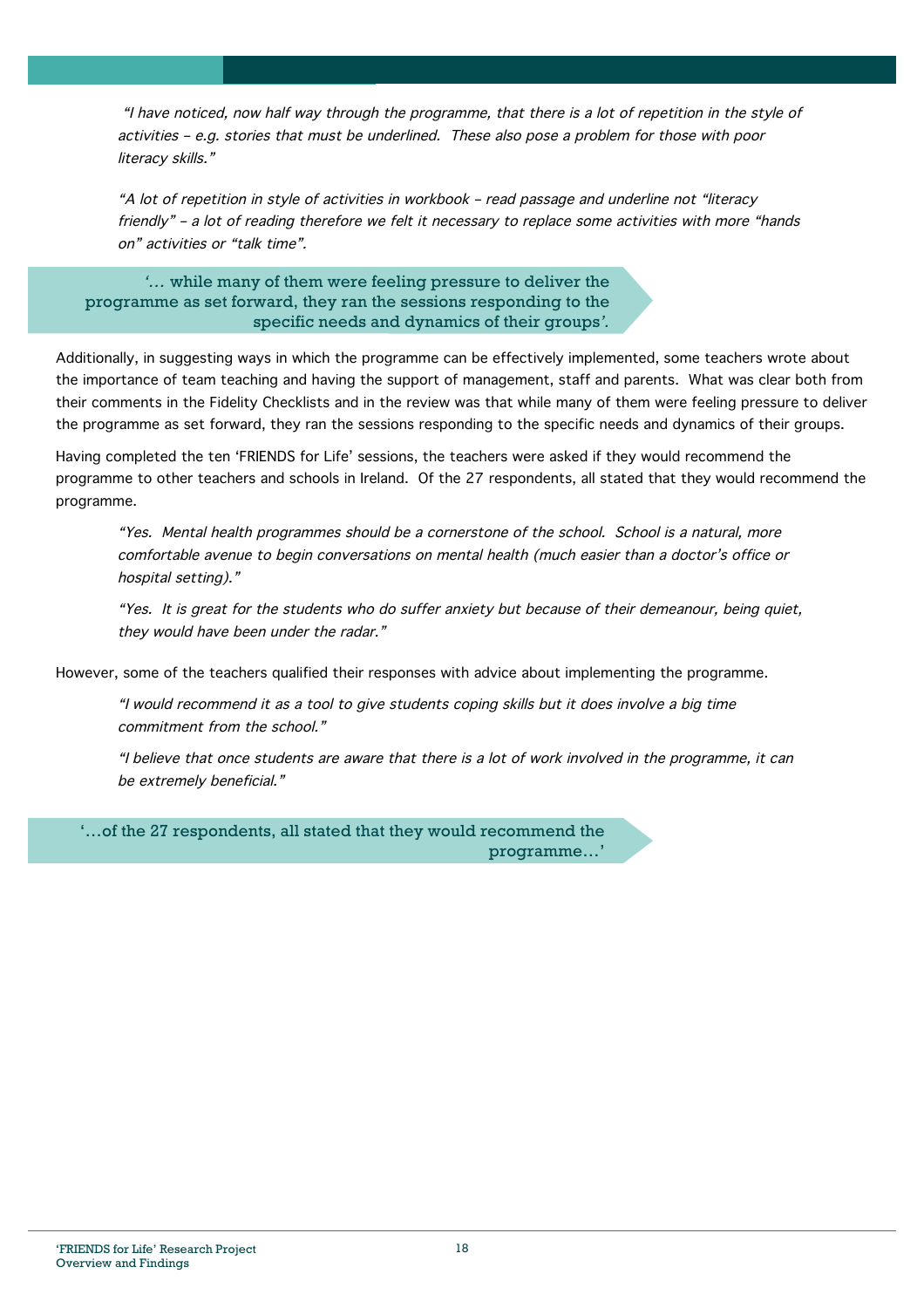*"I have noticed, now half way through the programme, that there is a lot of repetition in the style of activities – e.g. stories that must be underlined. These also pose a problem for those with poor literacy skills."*

*"A lot of repetition in style of activities in workbook – read passage and underline not "literacy friendly" – a lot of reading therefore we felt it necessary to replace some activities with more "hands on" activities or "talk time".*

> '… while many of them were feeling pressure to deliver the programme as set forward, they ran the sessions responding to the specific needs and dynamics of their groups'.

Additionally, in suggesting ways in which the programme can be effectively implemented, some teachers wrote about the importance of team teaching and having the support of management, staff and parents. What was clear both from their comments in the Fidelity Checklists and in the review was that while many of them were feeling pressure to deliver the programme as set forward, they ran the sessions responding to the specific needs and dynamics of their groups.

Having completed the ten 'FRIENDS for Life' sessions, the teachers were asked if they would recommend the programme to other teachers and schools in Ireland. Of the 27 respondents, all stated that they would recommend the programme.

*"Yes. Mental health programmes should be a cornerstone of the school. School is a natural, more comfortable avenue to begin conversations on mental health (much easier than a doctor's office or hospital setting)."*

*"Yes. It is great for the students who do suffer anxiety but because of their demeanour, being quiet, they would have been under the radar."*

However, some of the teachers qualified their responses with advice about implementing the programme.

*"I would recommend it as a tool to give students coping skills but it does involve a big time commitment from the school."*

*"I believe that once students are aware that there is a lot of work involved in the programme, it can be extremely beneficial."*

> '…of the 27 respondents, all stated that they would recommend the programme…'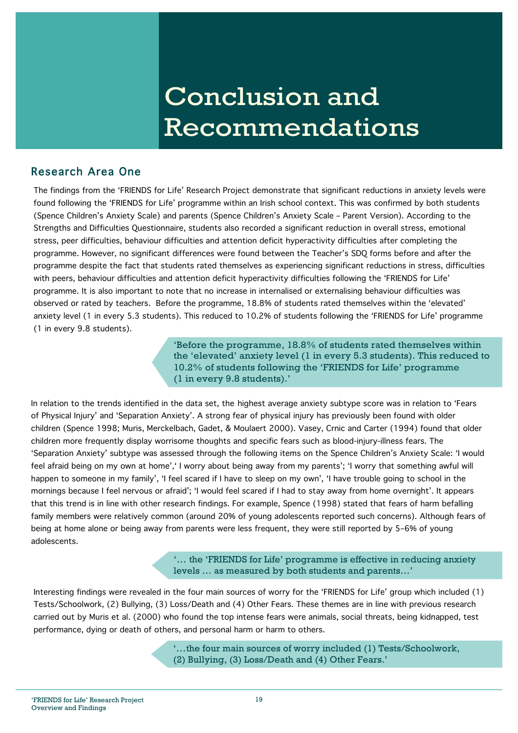# Conclusion and Recommendations

## Research Area One

The findings from the 'FRIENDS for Life' Research Project demonstrate that significant reductions in anxiety levels were found following the 'FRIENDS for Life' programme within an Irish school context. This was confirmed by both students (Spence Children's Anxiety Scale) and parents (Spence Children's Anxiety Scale – Parent Version). According to the Strengths and Difficulties Questionnaire, students also recorded a significant reduction in overall stress, emotional stress, peer difficulties, behaviour difficulties and attention deficit hyperactivity difficulties after completing the programme. However, no significant differences were found between the Teacher's SDQ forms before and after the programme despite the fact that students rated themselves as experiencing significant reductions in stress, difficulties with peers, behaviour difficulties and attention deficit hyperactivity difficulties following the 'FRIENDS for Life' programme. It is also important to note that no increase in internalised or externalising behaviour difficulties was observed or rated by teachers. Before the programme, 18.8% of students rated themselves within the 'elevated' anxiety level (1 in every 5.3 students). This reduced to 10.2% of students following the 'FRIENDS for Life' programme (1 in every 9.8 students).

> 'Before the programme, 18.8% of students rated themselves within the 'elevated' anxiety level (1 in every 5.3 students). This reduced to 10.2% of students following the 'FRIENDS for Life' programme (1 in every 9.8 students).'

In relation to the trends identified in the data set, the highest average anxiety subtype score was in relation to 'Fears of Physical Injury' and 'Separation Anxiety'. A strong fear of physical injury has previously been found with older children (Spence 1998; Muris, Merckelbach, Gadet, & Moulaert 2000). Vasey, Crnic and Carter (1994) found that older children more frequently display worrisome thoughts and specific fears such as blood-injury-illness fears. The 'Separation Anxiety' subtype was assessed through the following items on the Spence Children's Anxiety Scale: 'I would feel afraid being on my own at home',' I worry about being away from my parents'; 'I worry that something awful will happen to someone in my family', 'I feel scared if I have to sleep on my own', 'I have trouble going to school in the mornings because I feel nervous or afraid'; 'I would feel scared if I had to stay away from home overnight'. It appears that this trend is in line with other research findings. For example, Spence (1998) stated that fears of harm befalling family members were relatively common (around 20% of young adolescents reported such concerns). Although fears of being at home alone or being away from parents were less frequent, they were still reported by 5–6% of young adolescents.

> '… the 'FRIENDS for Life' programme is effective in reducing anxiety levels … as measured by both students and parents…'

Interesting findings were revealed in the four main sources of worry for the 'FRIENDS for Life' group which included (1) Tests/Schoolwork, (2) Bullying, (3) Loss/Death and (4) Other Fears. These themes are in line with previous research carried out by Muris et al. (2000) who found the top intense fears were animals, social threats, being kidnapped, test performance, dying or death of others, and personal harm or harm to others.

> '…the four main sources of worry included (1) Tests/Schoolwork, (2) Bullying, (3) Loss/Death and (4) Other Fears.'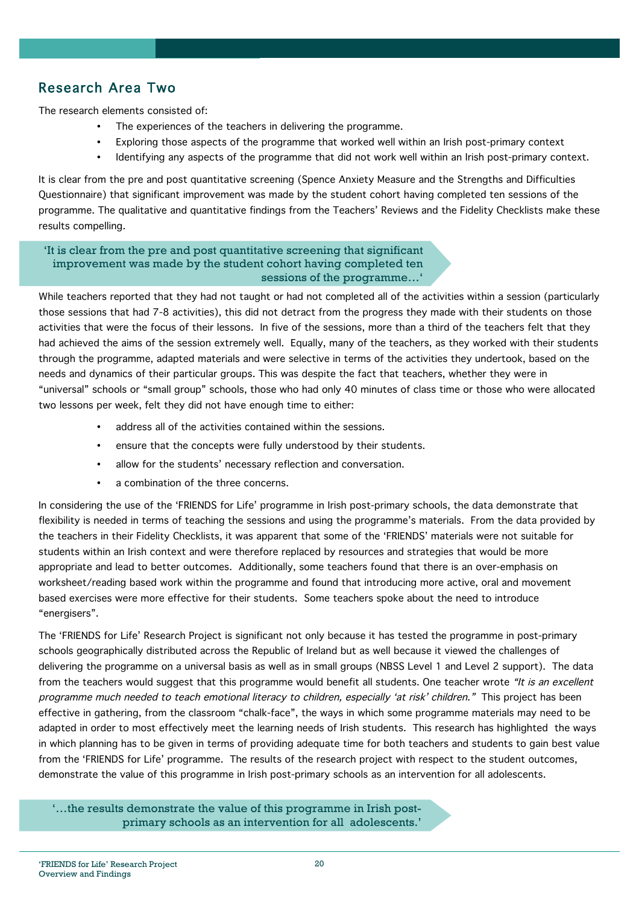## Research Area Two

The research elements consisted of:

- The experiences of the teachers in delivering the programme.
- Exploring those aspects of the programme that worked well within an Irish post-primary context
- Identifying any aspects of the programme that did not work well within an Irish post-primary context.

It is clear from the pre and post quantitative screening (Spence Anxiety Measure and the Strengths and Difficulties Questionnaire) that significant improvement was made by the student cohort having completed ten sessions of the programme. The qualitative and quantitative findings from the Teachers' Reviews and the Fidelity Checklists make these results compelling.

> 'It is clear from the pre and post quantitative screening that significant improvement was made by the student cohort having completed ten sessions of the programme…'

While teachers reported that they had not taught or had not completed all of the activities within a session (particularly those sessions that had 7-8 activities), this did not detract from the progress they made with their students on those activities that were the focus of their lessons. In five of the sessions, more than a third of the teachers felt that they had achieved the aims of the session extremely well. Equally, many of the teachers, as they worked with their students through the programme, adapted materials and were selective in terms of the activities they undertook, based on the needs and dynamics of their particular groups. This was despite the fact that teachers, whether they were in "universal" schools or "small group" schools, those who had only 40 minutes of class time or those who were allocated two lessons per week, felt they did not have enough time to either:

- address all of the activities contained within the sessions.
- ensure that the concepts were fully understood by their students.
- allow for the students' necessary reflection and conversation.
- a combination of the three concerns.

In considering the use of the 'FRIENDS for Life' programme in Irish post-primary schools, the data demonstrate that flexibility is needed in terms of teaching the sessions and using the programme's materials. From the data provided by the teachers in their Fidelity Checklists, it was apparent that some of the 'FRIENDS' materials were not suitable for students within an Irish context and were therefore replaced by resources and strategies that would be more appropriate and lead to better outcomes. Additionally, some teachers found that there is an over-emphasis on worksheet/reading based work within the programme and found that introducing more active, oral and movement based exercises were more effective for their students. Some teachers spoke about the need to introduce "energisers".

The 'FRIENDS for Life' Research Project is significant not only because it has tested the programme in post-primary schools geographically distributed across the Republic of Ireland but as well because it viewed the challenges of delivering the programme on a universal basis as well as in small groups (NBSS Level 1 and Level 2 support). The data from the teachers would suggest that this programme would benefit all students. One teacher wrote *"It is an excellent programme much needed to teach emotional literacy to children, especially 'at risk' children."* This project has been effective in gathering, from the classroom "chalk-face", the ways in which some programme materials may need to be adapted in order to most effectively meet the learning needs of Irish students. This research has highlighted the ways in which planning has to be given in terms of providing adequate time for both teachers and students to gain best value from the 'FRIENDS for Life' programme. The results of the research project with respect to the student outcomes, demonstrate the value of this programme in Irish post-primary schools as an intervention for all adolescents.

> '…the results demonstrate the value of this programme in Irish post-primary schools as an intervention for all adolescents.'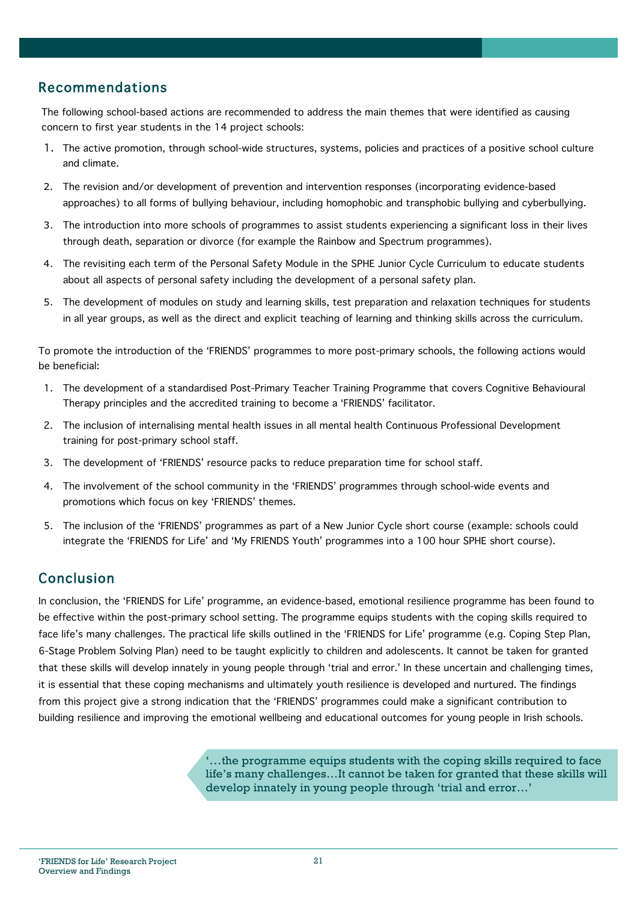## Recommendations

The following school-based actions are recommended to address the main themes that were identified as causing concern to first year students in the 14 project schools:

1. The active promotion, through school-wide structures, systems, policies and practices of a positive school culture and climate.
2. The revision and/or development of prevention and intervention responses (incorporating evidence-based approaches) to all forms of bullying behaviour, including homophobic and transphobic bullying and cyberbullying.
3. The introduction into more schools of programmes to assist students experiencing a significant loss in their lives through death, separation or divorce (for example the Rainbow and Spectrum programmes).
4. The revisiting each term of the Personal Safety Module in the SPHE Junior Cycle Curriculum to educate students about all aspects of personal safety including the development of a personal safety plan.
5. The development of modules on study and learning skills, test preparation and relaxation techniques for students in all year groups, as well as the direct and explicit teaching of learning and thinking skills across the curriculum.

To promote the introduction of the 'FRIENDS' programmes to more post-primary schools, the following actions would be beneficial:

1. The development of a standardised Post-Primary Teacher Training Programme that covers Cognitive Behavioural Therapy principles and the accredited training to become a 'FRIENDS' facilitator.
2. The inclusion of internalising mental health issues in all mental health Continuous Professional Development training for post-primary school staff.
3. The development of 'FRIENDS' resource packs to reduce preparation time for school staff.
4. The involvement of the school community in the 'FRIENDS' programmes through school-wide events and promotions which focus on key 'FRIENDS' themes.
5. The inclusion of the 'FRIENDS' programmes as part of a New Junior Cycle short course (example: schools could integrate the 'FRIENDS for Life' and 'My FRIENDS Youth' programmes into a 100 hour SPHE short course).

## Conclusion

In conclusion, the 'FRIENDS for Life' programme, an evidence-based, emotional resilience programme has been found to be effective within the post-primary school setting. The programme equips students with the coping skills required to face life's many challenges. The practical life skills outlined in the 'FRIENDS for Life' programme (e.g. Coping Step Plan, 6-Stage Problem Solving Plan) need to be taught explicitly to children and adolescents. It cannot be taken for granted that these skills will develop innately in young people through 'trial and error.' In these uncertain and challenging times, it is essential that these coping mechanisms and ultimately youth resilience is developed and nurtured. The findings from this project give a strong indication that the 'FRIENDS' programmes could make a significant contribution to building resilience and improving the emotional wellbeing and educational outcomes for young people in Irish schools.

> '…the programme equips students with the coping skills required to face life's many challenges…It cannot be taken for granted that these skills will develop innately in young people through 'trial and error…'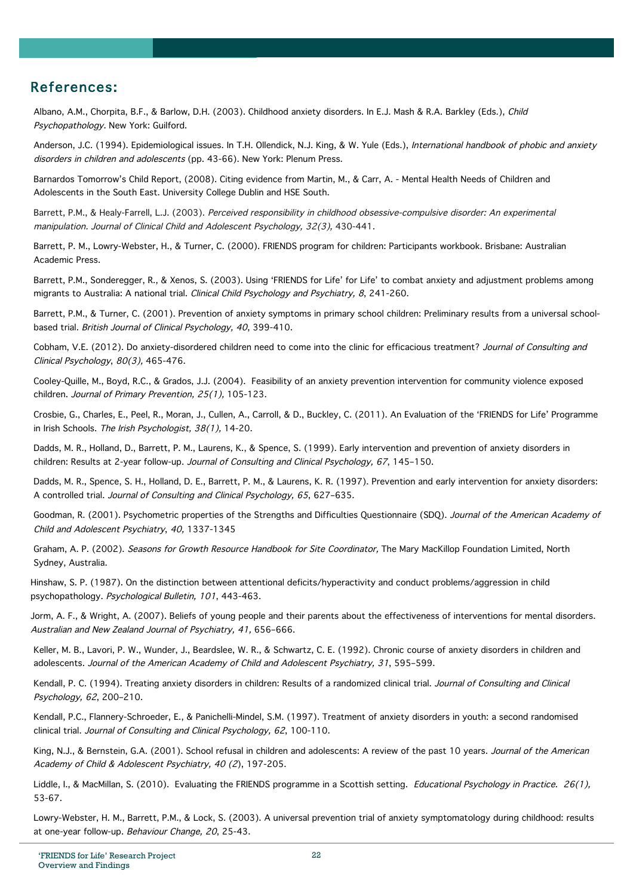## References:

Albano, A.M., Chorpita, B.F., & Barlow, D.H. (2003). Childhood anxiety disorders. In E.J. Mash & R.A. Barkley (Eds.), *Child Psychopathology*. New York: Guilford.

Anderson, J.C. (1994). Epidemiological issues. In T.H. Ollendick, N.J. King, & W. Yule (Eds.), *International handbook of phobic and anxiety disorders in children and adolescents* (pp. 43-66). New York: Plenum Press.

Barnardos Tomorrow's Child Report, (2008). Citing evidence from Martin, M., & Carr, A. - Mental Health Needs of Children and Adolescents in the South East. University College Dublin and HSE South.

Barrett, P.M., & Healy-Farrell, L.J. (2003). *Perceived responsibility in childhood obsessive-compulsive disorder: An experimental manipulation. Journal of Clinical Child and Adolescent Psychology, 32(3),* 430-441.

Barrett, P. M., Lowry-Webster, H., & Turner, C. (2000). FRIENDS program for children: Participants workbook. Brisbane: Australian Academic Press.

Barrett, P.M., Sonderegger, R., & Xenos, S. (2003). Using 'FRIENDS for Life' for Life' to combat anxiety and adjustment problems among migrants to Australia: A national trial. *Clinical Child Psychology and Psychiatry, 8*, 241-260.

Barrett, P.M., & Turner, C. (2001). Prevention of anxiety symptoms in primary school children: Preliminary results from a universal school-based trial. *British Journal of Clinical Psychology, 40*, 399-410.

Cobham, V.E. (2012). Do anxiety-disordered children need to come into the clinic for efficacious treatment? *Journal of Consulting and Clinical Psychology*, *80(3),* 465-476.

Cooley-Quille, M., Boyd, R.C., & Grados, J.J. (2004). Feasibility of an anxiety prevention intervention for community violence exposed children. *Journal of Primary Prevention, 25(1),* 105-123.

Crosbie, G., Charles, E., Peel, R., Moran, J., Cullen, A., Carroll, & D., Buckley, C. (2011). An Evaluation of the 'FRIENDS for Life' Programme in Irish Schools. *The Irish Psychologist, 38(1),* 14-20.

Dadds, M. R., Holland, D., Barrett, P. M., Laurens, K., & Spence, S. (1999). Early intervention and prevention of anxiety disorders in children: Results at 2-year follow-up. *Journal of Consulting and Clinical Psychology, 67*, 145–150.

Dadds, M. R., Spence, S. H., Holland, D. E., Barrett, P. M., & Laurens, K. R. (1997). Prevention and early intervention for anxiety disorders: A controlled trial. *Journal of Consulting and Clinical Psychology, 65*, 627–635.

Goodman, R. (2001). Psychometric properties of the Strengths and Difficulties Questionnaire (SDQ). *Journal of the American Academy of Child and Adolescent Psychiatry*, *40,* 1337-1345

Graham, A. P. (2002). *Seasons for Growth Resource Handbook for Site Coordinator,* The Mary MacKillop Foundation Limited, North Sydney, Australia.

Hinshaw, S. P. (1987). On the distinction between attentional deficits/hyperactivity and conduct problems/aggression in child psychopathology. *Psychological Bulletin, 101*, 443-463.

Jorm, A. F., & Wright, A. (2007). Beliefs of young people and their parents about the effectiveness of interventions for mental disorders. *Australian and New Zealand Journal of Psychiatry, 41,* 656–666.

Keller, M. B., Lavori, P. W., Wunder, J., Beardslee, W. R., & Schwartz, C. E. (1992). Chronic course of anxiety disorders in children and adolescents. *Journal of the American Academy of Child and Adolescent Psychiatry, 31*, 595–599.

Kendall, P. C. (1994). Treating anxiety disorders in children: Results of a randomized clinical trial. *Journal of Consulting and Clinical Psychology, 62*, 200–210.

Kendall, P.C., Flannery-Schroeder, E., & Panichelli-Mindel, S.M. (1997). Treatment of anxiety disorders in youth: a second randomised clinical trial. *Journal of Consulting and Clinical Psychology, 62*, 100-110.

King, N.J., & Bernstein, G.A. (2001). School refusal in children and adolescents: A review of the past 10 years. *Journal of the American Academy of Child & Adolescent Psychiatry, 40 (2*), 197-205.

Liddle, I., & MacMillan, S. (2010). Evaluating the FRIENDS programme in a Scottish setting. *Educational Psychology in Practice. 26(1),* 53-67.

Lowry-Webster, H. M., Barrett, P.M., & Lock, S. (2003). A universal prevention trial of anxiety symptomatology during childhood: results at one-year follow-up. *Behaviour Change, 20*, 25-43.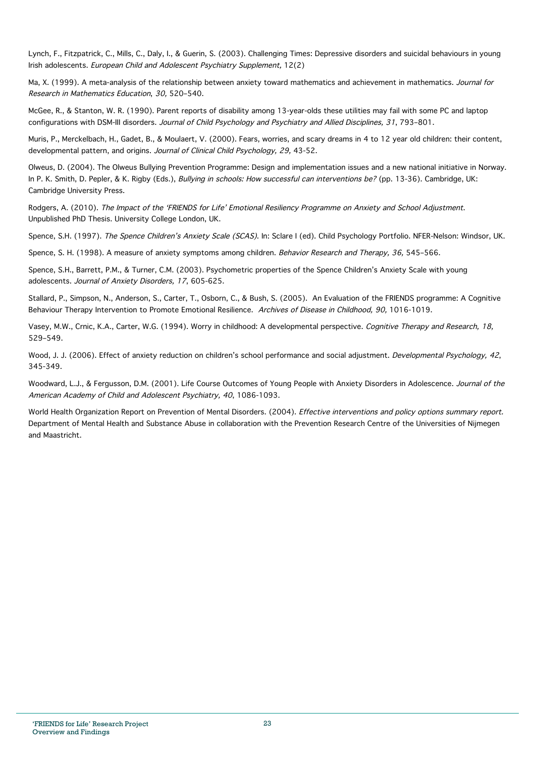Lynch, F., Fitzpatrick, C., Mills, C., Daly, I., & Guerin, S. (2003). Challenging Times: Depressive disorders and suicidal behaviours in young Irish adolescents. *European Child and Adolescent Psychiatry Supplement,* 12(2)

Ma, X. (1999). A meta-analysis of the relationship between anxiety toward mathematics and achievement in mathematics. *Journal for Research in Mathematics Education*, *30,* 520–540.

McGee, R., & Stanton, W. R. (1990). Parent reports of disability among 13-year-olds these utilities may fail with some PC and laptop configurations with DSM-III disorders. *Journal of Child Psychology and Psychiatry and Allied Disciplines, 31*, 793–801.

Muris, P., Merckelbach, H., Gadet, B., & Moulaert, V. (2000). Fears, worries, and scary dreams in 4 to 12 year old children: their content, developmental pattern, and origins. *Journal of Clinical Child Psychology, 29,* 43-52.

Olweus, D. (2004). The Olweus Bullying Prevention Programme: Design and implementation issues and a new national initiative in Norway. In P. K. Smith, D. Pepler, & K. Rigby (Eds.), *Bullying in schools: How successful can interventions be?* (pp. 13-36). Cambridge, UK: Cambridge University Press.

Rodgers, A. (2010). *The Impact of the 'FRIENDS for Life' Emotional Resiliency Programme on Anxiety and School Adjustment*. Unpublished PhD Thesis. University College London, UK.

Spence, S.H. (1997). *The Spence Children's Anxiety Scale (SCAS)*. In: Sclare I (ed). Child Psychology Portfolio. NFER-Nelson: Windsor, UK.

Spence, S. H. (1998). A measure of anxiety symptoms among children. *Behavior Research and Therapy, 36,* 545–566.

Spence, S.H., Barrett, P.M., & Turner, C.M. (2003). Psychometric properties of the Spence Children's Anxiety Scale with young adolescents. *Journal of Anxiety Disorders, 17*, 605-625.

Stallard, P., Simpson, N., Anderson, S., Carter, T., Osborn, C., & Bush, S. (2005). An Evaluation of the FRIENDS programme: A Cognitive Behaviour Therapy Intervention to Promote Emotional Resilience. *Archives of Disease in Childhood, 90,* 1016-1019.

Vasey, M.W., Crnic, K.A., Carter, W.G. (1994). Worry in childhood: A developmental perspective. *Cognitive Therapy and Research, 18,* 529–549.

Wood, J. J. (2006). Effect of anxiety reduction on children's school performance and social adjustment. *Developmental Psychology, 42*, 345-349.

Woodward, L.J., & Fergusson, D.M. (2001). Life Course Outcomes of Young People with Anxiety Disorders in Adolescence. *Journal of the American Academy of Child and Adolescent Psychiatry, 40*, 1086-1093.

World Health Organization Report on Prevention of Mental Disorders. (2004). *Effective interventions and policy options summary report.* Department of Mental Health and Substance Abuse in collaboration with the Prevention Research Centre of the Universities of Nijmegen and Maastricht.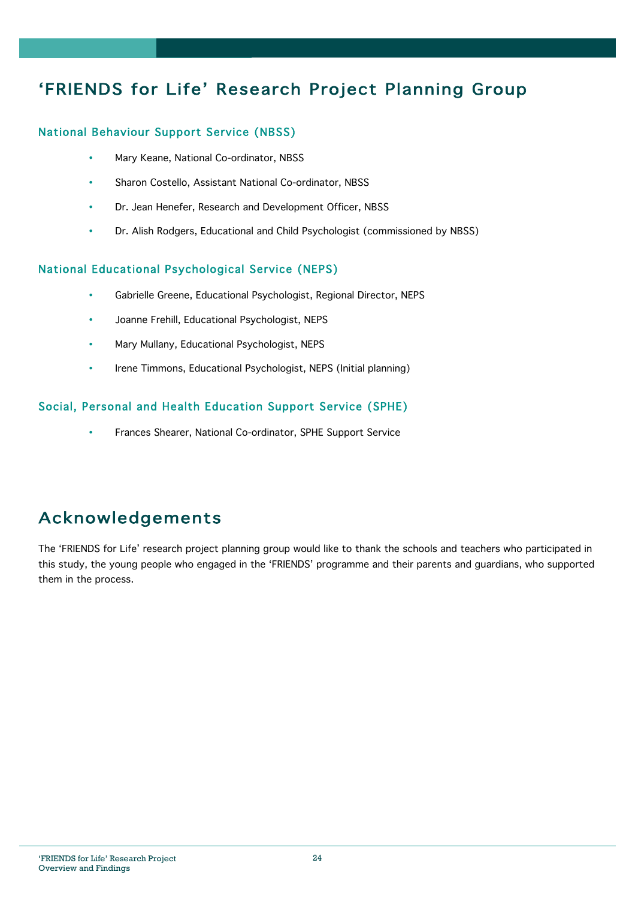# ‘FRIENDS for Life’ Research Project Planning Group

### National Behaviour Support Service (NBSS)

- Mary Keane, National Co-ordinator, NBSS
- Sharon Costello, Assistant National Co-ordinator, NBSS
- Dr. Jean Henefer, Research and Development Officer, NBSS
- Dr. Alish Rodgers, Educational and Child Psychologist (commissioned by NBSS)

### National Educational Psychological Service (NEPS)

- Gabrielle Greene, Educational Psychologist, Regional Director, NEPS
- Joanne Frehill, Educational Psychologist, NEPS
- Mary Mullany, Educational Psychologist, NEPS
- Irene Timmons, Educational Psychologist, NEPS (Initial planning)

### Social, Personal and Health Education Support Service (SPHE)

- Frances Shearer, National Co-ordinator, SPHE Support Service

# Acknowledgements

The ‘FRIENDS for Life’ research project planning group would like to thank the schools and teachers who participated in this study, the young people who engaged in the ‘FRIENDS’ programme and their parents and guardians, who supported them in the process.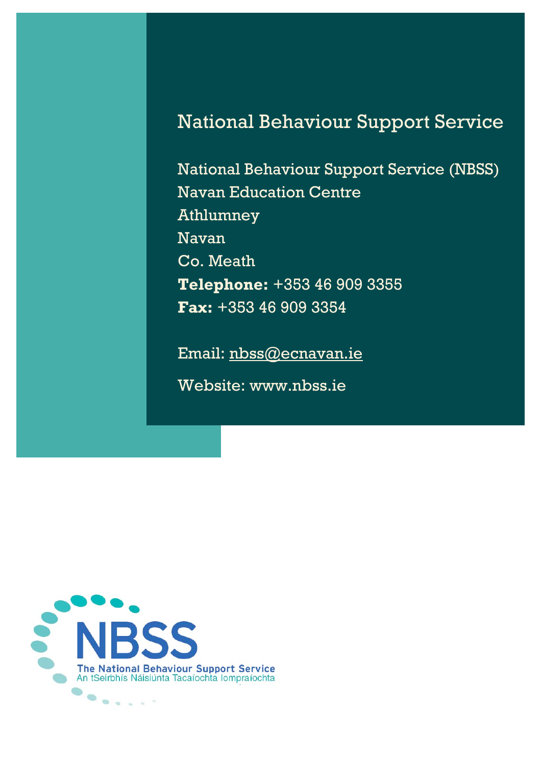# National Behaviour Support Service

National Behaviour Support Service (NBSS)
Navan Education Centre
Athlumney
Navan
Co. Meath
**Telephone:** +353 46 909 3355
**Fax:** +353 46 909 3354

Email: nbss@ecnavan.ie

Website: www.nbss.ie

NBSS
The National Behaviour Support Service
An tSeirbhís Náisiúnta Tacaíochta Iompraíochta